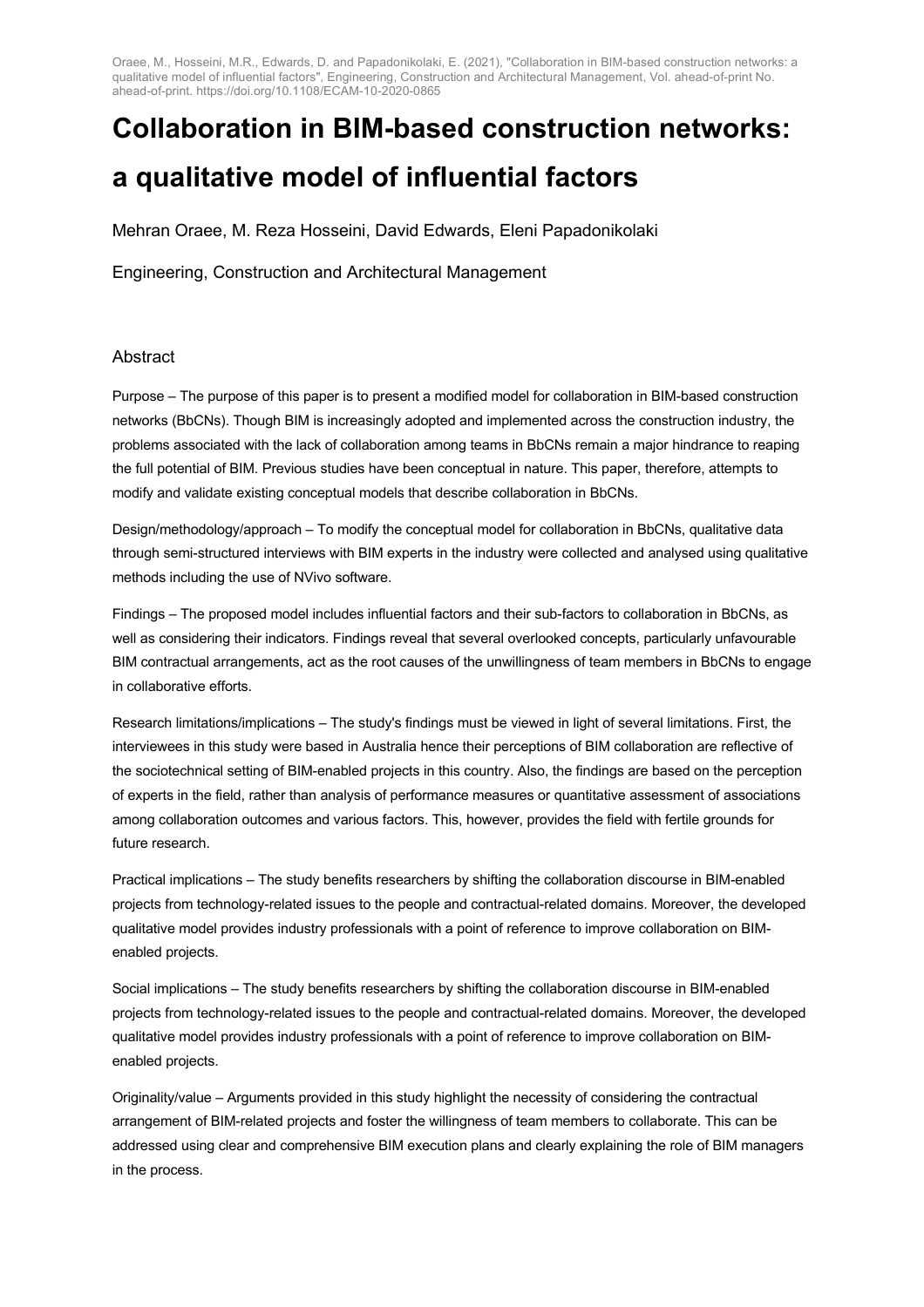Oraee, M., Hosseini, M.R., Edwards, D. and Papadonikolaki, E. (2021), "Collaboration in BIM-based construction networks: a qualitative model of influential factors", Engineering, Construction and Architectural Management, Vol. ahead-of-print No. ahead-of-print. https://doi.org/10.1108/ECAM-10-2020-0865

# Collaboration in BIM-based construction networks: a qualitative model of influential factors

Mehran Oraee, M. Reza Hosseini, David Edwards, Eleni Papadonikolaki

Engineering, Construction and Architectural Management

## Abstract

Purpose – The purpose of this paper is to present a modified model for collaboration in BIM-based construction networks (BbCNs). Though BIM is increasingly adopted and implemented across the construction industry, the problems associated with the lack of collaboration among teams in BbCNs remain a major hindrance to reaping the full potential of BIM. Previous studies have been conceptual in nature. This paper, therefore, attempts to modify and validate existing conceptual models that describe collaboration in BbCNs.

Design/methodology/approach – To modify the conceptual model for collaboration in BbCNs, qualitative data through semi-structured interviews with BIM experts in the industry were collected and analysed using qualitative methods including the use of NVivo software.

Findings – The proposed model includes influential factors and their sub-factors to collaboration in BbCNs, as well as considering their indicators. Findings reveal that several overlooked concepts, particularly unfavourable BIM contractual arrangements, act as the root causes of the unwillingness of team members in BbCNs to engage in collaborative efforts.

Research limitations/implications – The study's findings must be viewed in light of several limitations. First, the interviewees in this study were based in Australia hence their perceptions of BIM collaboration are reflective of the sociotechnical setting of BIM-enabled projects in this country. Also, the findings are based on the perception of experts in the field, rather than analysis of performance measures or quantitative assessment of associations among collaboration outcomes and various factors. This, however, provides the field with fertile grounds for future research.

Practical implications – The study benefits researchers by shifting the collaboration discourse in BIM-enabled projects from technology-related issues to the people and contractual-related domains. Moreover, the developed qualitative model provides industry professionals with a point of reference to improve collaboration on BIM-enabled projects.

Social implications – The study benefits researchers by shifting the collaboration discourse in BIM-enabled projects from technology-related issues to the people and contractual-related domains. Moreover, the developed qualitative model provides industry professionals with a point of reference to improve collaboration on BIM-enabled projects.

Originality/value – Arguments provided in this study highlight the necessity of considering the contractual arrangement of BIM-related projects and foster the willingness of team members to collaborate. This can be addressed using clear and comprehensive BIM execution plans and clearly explaining the role of BIM managers in the process.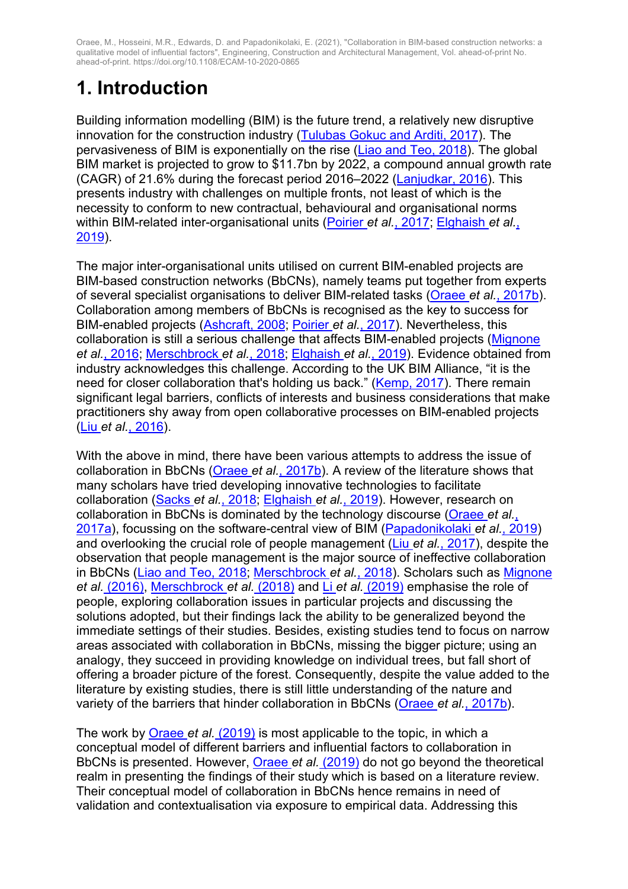# 1. Introduction

Building information modelling (BIM) is the future trend, a relatively new disruptive innovation for the construction industry (Tulubas Gokuc and Arditi, 2017). The pervasiveness of BIM is exponentially on the rise (Liao and Teo, 2018). The global BIM market is projected to grow to $11.7bn by 2022, a compound annual growth rate (CAGR) of 21.6% during the forecast period 2016–2022 (Lanjudkar, 2016). This presents industry with challenges on multiple fronts, not least of which is the necessity to conform to new contractual, behavioural and organisational norms within BIM-related inter-organisational units (Poirier *et al.*, 2017; Elghaish *et al.*, 2019).

The major inter-organisational units utilised on current BIM-enabled projects are BIM-based construction networks (BbCNs), namely teams put together from experts of several specialist organisations to deliver BIM-related tasks (Oraee *et al.*, 2017b). Collaboration among members of BbCNs is recognised as the key to success for BIM-enabled projects (Ashcraft, 2008; Poirier *et al.*, 2017). Nevertheless, this collaboration is still a serious challenge that affects BIM-enabled projects (Mignone *et al.*, 2016; Merschbrock *et al.*, 2018; Elghaish *et al.*, 2019). Evidence obtained from industry acknowledges this challenge. According to the UK BIM Alliance, "it is the need for closer collaboration that's holding us back." (Kemp, 2017). There remain significant legal barriers, conflicts of interests and business considerations that make practitioners shy away from open collaborative processes on BIM-enabled projects (Liu *et al.*, 2016).

With the above in mind, there have been various attempts to address the issue of collaboration in BbCNs (Oraee *et al.*, 2017b). A review of the literature shows that many scholars have tried developing innovative technologies to facilitate collaboration (Sacks *et al.*, 2018; Elghaish *et al.*, 2019). However, research on collaboration in BbCNs is dominated by the technology discourse (Oraee *et al.*, 2017a), focussing on the software-central view of BIM (Papadonikolaki *et al.*, 2019) and overlooking the crucial role of people management (Liu *et al.*, 2017), despite the observation that people management is the major source of ineffective collaboration in BbCNs (Liao and Teo, 2018; Merschbrock *et al.*, 2018). Scholars such as Mignone *et al.* (2016), Merschbrock *et al.* (2018) and Li *et al.* (2019) emphasise the role of people, exploring collaboration issues in particular projects and discussing the solutions adopted, but their findings lack the ability to be generalized beyond the immediate settings of their studies. Besides, existing studies tend to focus on narrow areas associated with collaboration in BbCNs, missing the bigger picture; using an analogy, they succeed in providing knowledge on individual trees, but fall short of offering a broader picture of the forest. Consequently, despite the value added to the literature by existing studies, there is still little understanding of the nature and variety of the barriers that hinder collaboration in BbCNs (Oraee *et al.*, 2017b).

The work by Oraee *et al.* (2019) is most applicable to the topic, in which a conceptual model of different barriers and influential factors to collaboration in BbCNs is presented. However, Oraee *et al.* (2019) do not go beyond the theoretical realm in presenting the findings of their study which is based on a literature review. Their conceptual model of collaboration in BbCNs hence remains in need of validation and contextualisation via exposure to empirical data. Addressing this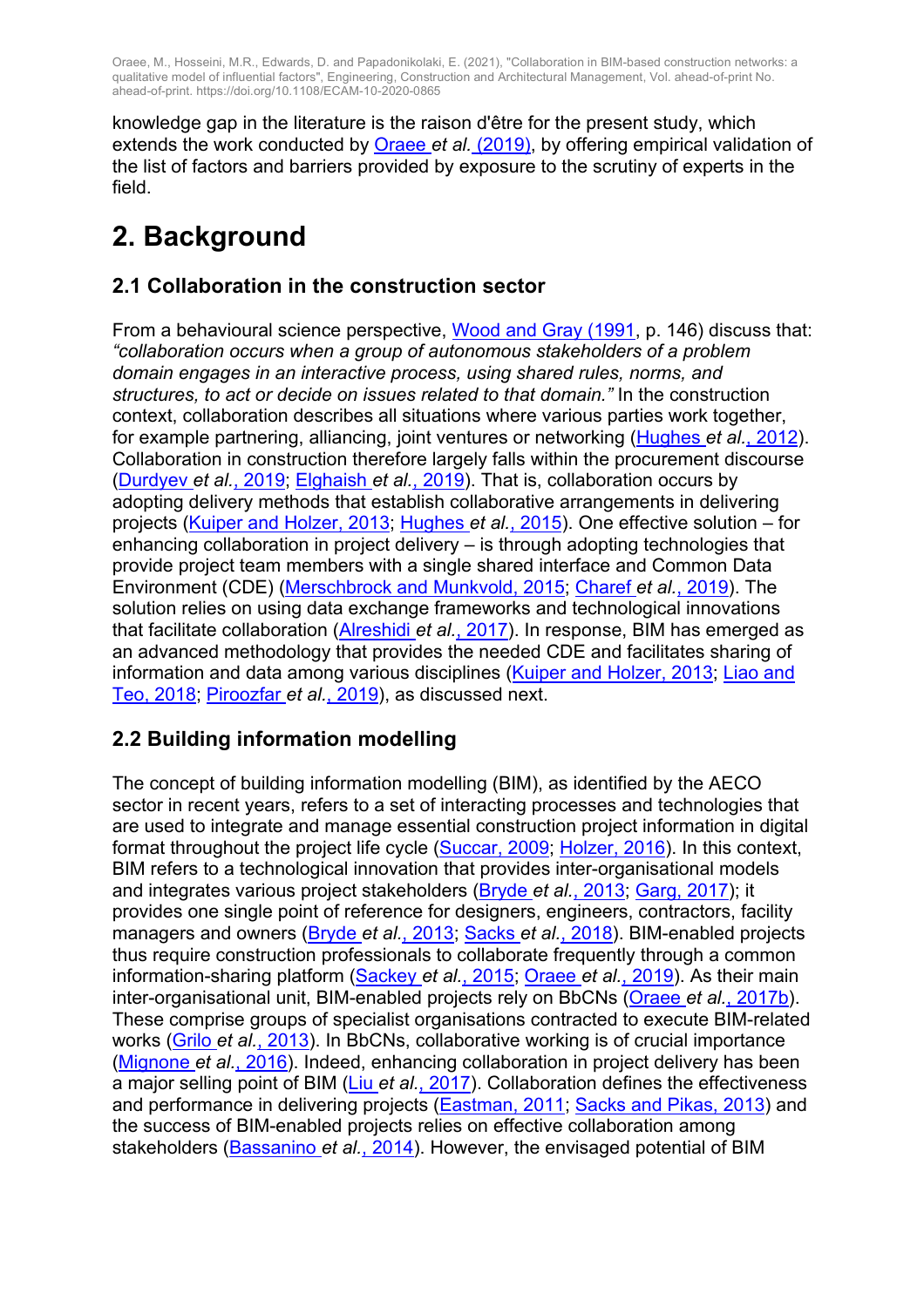knowledge gap in the literature is the raison d'être for the present study, which extends the work conducted by Oraee et al. (2019), by offering empirical validation of the list of factors and barriers provided by exposure to the scrutiny of experts in the field.

## 2. Background

### 2.1 Collaboration in the construction sector

From a behavioural science perspective, Wood and Gray (1991, p. 146) discuss that: *"collaboration occurs when a group of autonomous stakeholders of a problem domain engages in an interactive process, using shared rules, norms, and structures, to act or decide on issues related to that domain."* In the construction context, collaboration describes all situations where various parties work together, for example partnering, alliancing, joint ventures or networking (Hughes et al., 2012). Collaboration in construction therefore largely falls within the procurement discourse (Durdyev et al., 2019; Elghaish et al., 2019). That is, collaboration occurs by adopting delivery methods that establish collaborative arrangements in delivering projects (Kuiper and Holzer, 2013; Hughes et al., 2015). One effective solution – for enhancing collaboration in project delivery – is through adopting technologies that provide project team members with a single shared interface and Common Data Environment (CDE) (Merschbrock and Munkvold, 2015; Charef et al., 2019). The solution relies on using data exchange frameworks and technological innovations that facilitate collaboration (Alreshidi et al., 2017). In response, BIM has emerged as an advanced methodology that provides the needed CDE and facilitates sharing of information and data among various disciplines (Kuiper and Holzer, 2013; Liao and Teo, 2018; Piroozfar et al., 2019), as discussed next.

### 2.2 Building information modelling

The concept of building information modelling (BIM), as identified by the AECO sector in recent years, refers to a set of interacting processes and technologies that are used to integrate and manage essential construction project information in digital format throughout the project life cycle (Succar, 2009; Holzer, 2016). In this context, BIM refers to a technological innovation that provides inter-organisational models and integrates various project stakeholders (Bryde et al., 2013; Garg, 2017); it provides one single point of reference for designers, engineers, contractors, facility managers and owners (Bryde et al., 2013; Sacks et al., 2018). BIM-enabled projects thus require construction professionals to collaborate frequently through a common information-sharing platform (Sackey et al., 2015; Oraee et al., 2019). As their main inter-organisational unit, BIM-enabled projects rely on BbCNs (Oraee et al., 2017b). These comprise groups of specialist organisations contracted to execute BIM-related works (Grilo et al., 2013). In BbCNs, collaborative working is of crucial importance (Mignone et al., 2016). Indeed, enhancing collaboration in project delivery has been a major selling point of BIM (Liu et al., 2017). Collaboration defines the effectiveness and performance in delivering projects (Eastman, 2011; Sacks and Pikas, 2013) and the success of BIM-enabled projects relies on effective collaboration among stakeholders (Bassanino et al., 2014). However, the envisaged potential of BIM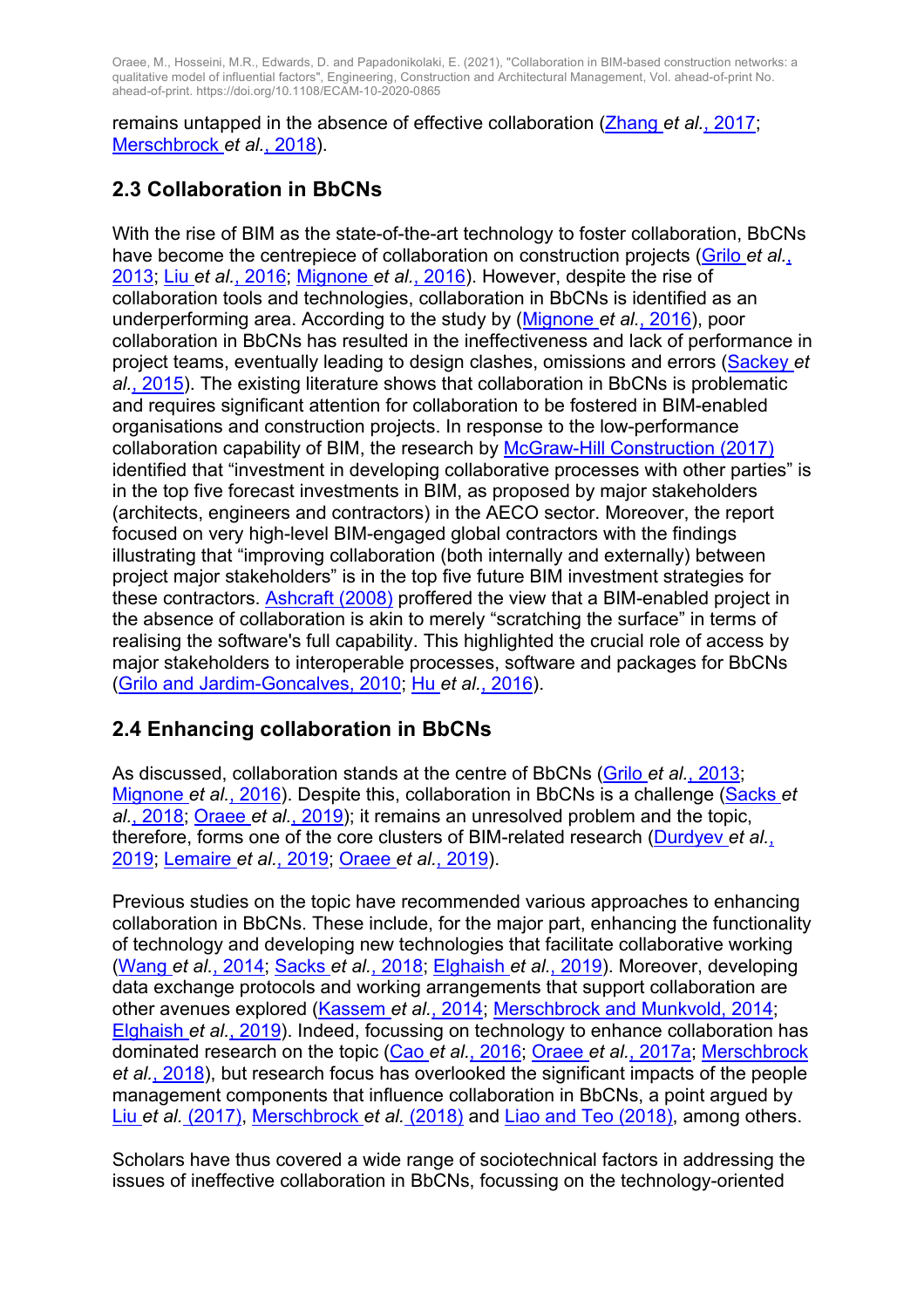remains untapped in the absence of effective collaboration (Zhang *et al.*, 2017; Merschbrock *et al.*, 2018).

## 2.3 Collaboration in BbCNs

With the rise of BIM as the state-of-the-art technology to foster collaboration, BbCNs have become the centrepiece of collaboration on construction projects (Grilo *et al.*, 2013; Liu *et al.*, 2016; Mignone *et al.*, 2016). However, despite the rise of collaboration tools and technologies, collaboration in BbCNs is identified as an underperforming area. According to the study by (Mignone *et al.*, 2016), poor collaboration in BbCNs has resulted in the ineffectiveness and lack of performance in project teams, eventually leading to design clashes, omissions and errors (Sackey *et al.*, 2015). The existing literature shows that collaboration in BbCNs is problematic and requires significant attention for collaboration to be fostered in BIM-enabled organisations and construction projects. In response to the low-performance collaboration capability of BIM, the research by McGraw-Hill Construction (2017) identified that "investment in developing collaborative processes with other parties" is in the top five forecast investments in BIM, as proposed by major stakeholders (architects, engineers and contractors) in the AECO sector. Moreover, the report focused on very high-level BIM-engaged global contractors with the findings illustrating that "improving collaboration (both internally and externally) between project major stakeholders" is in the top five future BIM investment strategies for these contractors. Ashcraft (2008) proffered the view that a BIM-enabled project in the absence of collaboration is akin to merely "scratching the surface" in terms of realising the software's full capability. This highlighted the crucial role of access by major stakeholders to interoperable processes, software and packages for BbCNs (Grilo and Jardim-Goncalves, 2010; Hu *et al.*, 2016).

## 2.4 Enhancing collaboration in BbCNs

As discussed, collaboration stands at the centre of BbCNs (Grilo *et al.*, 2013; Mignone *et al.*, 2016). Despite this, collaboration in BbCNs is a challenge (Sacks *et al.*, 2018; Oraee *et al.*, 2019); it remains an unresolved problem and the topic, therefore, forms one of the core clusters of BIM-related research (Durdyev *et al.*, 2019; Lemaire *et al.*, 2019; Oraee *et al.*, 2019).

Previous studies on the topic have recommended various approaches to enhancing collaboration in BbCNs. These include, for the major part, enhancing the functionality of technology and developing new technologies that facilitate collaborative working (Wang *et al.*, 2014; Sacks *et al.*, 2018; Elghaish *et al.*, 2019). Moreover, developing data exchange protocols and working arrangements that support collaboration are other avenues explored (Kassem *et al.*, 2014; Merschbrock and Munkvold, 2014; Elghaish *et al.*, 2019). Indeed, focussing on technology to enhance collaboration has dominated research on the topic (Cao *et al.*, 2016; Oraee *et al.*, 2017a; Merschbrock *et al.*, 2018), but research focus has overlooked the significant impacts of the people management components that influence collaboration in BbCNs, a point argued by Liu *et al.* (2017), Merschbrock *et al.* (2018) and Liao and Teo (2018), among others.

Scholars have thus covered a wide range of sociotechnical factors in addressing the issues of ineffective collaboration in BbCNs, focussing on the technology-oriented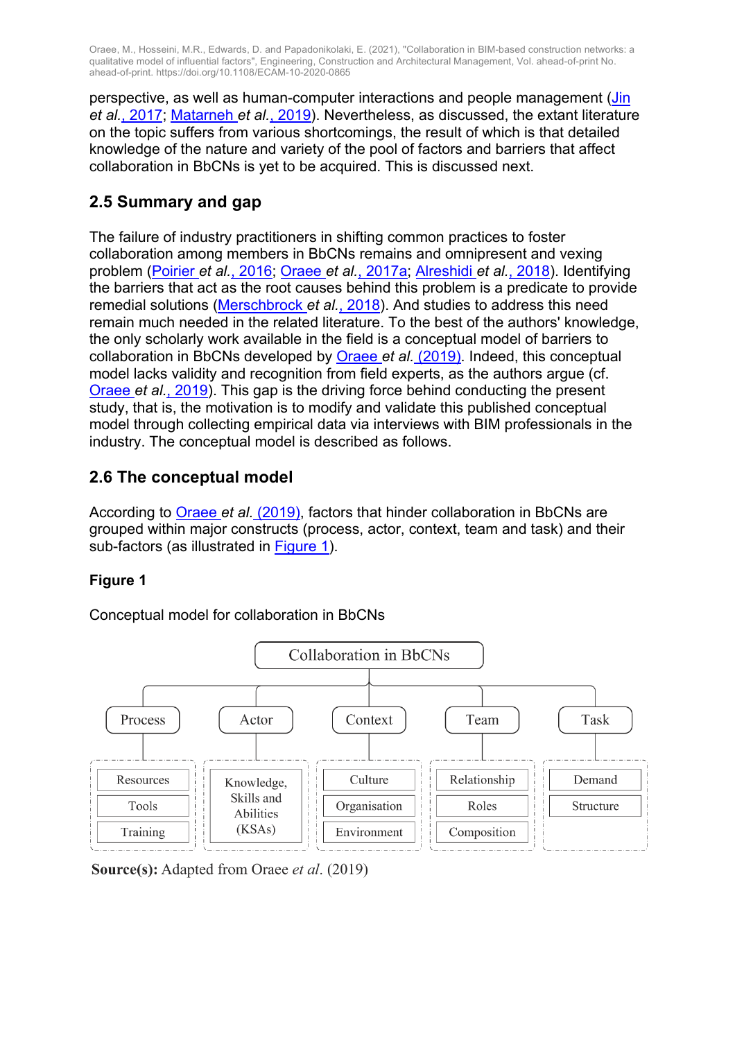perspective, as well as human-computer interactions and people management (Jin *et al.*, 2017; Matarneh *et al.*, 2019). Nevertheless, as discussed, the extant literature on the topic suffers from various shortcomings, the result of which is that detailed knowledge of the nature and variety of the pool of factors and barriers that affect collaboration in BbCNs is yet to be acquired. This is discussed next.

## 2.5 Summary and gap

The failure of industry practitioners in shifting common practices to foster collaboration among members in BbCNs remains and omnipresent and vexing problem (Poirier *et al.*, 2016; Oraee *et al.*, 2017a; Alreshidi *et al.*, 2018). Identifying the barriers that act as the root causes behind this problem is a predicate to provide remedial solutions (Merschbrock *et al.*, 2018). And studies to address this need remain much needed in the related literature. To the best of the authors' knowledge, the only scholarly work available in the field is a conceptual model of barriers to collaboration in BbCNs developed by Oraee *et al.* (2019). Indeed, this conceptual model lacks validity and recognition from field experts, as the authors argue (cf. Oraee *et al.*, 2019). This gap is the driving force behind conducting the present study, that is, the motivation is to modify and validate this published conceptual model through collecting empirical data via interviews with BIM professionals in the industry. The conceptual model is described as follows.

## 2.6 The conceptual model

According to Oraee *et al.* (2019), factors that hinder collaboration in BbCNs are grouped within major constructs (process, actor, context, team and task) and their sub-factors (as illustrated in Figure 1).

**Figure 1**

Conceptual model for collaboration in BbCNs

Collaboration in BbCNs

| Process | Actor | Context | Team | Task |
|---|---|---|---|---|
| Resources | Knowledge, Skills and Abilities (KSAs) | Culture | Relationship | Demand |
| Tools | | Organisation | Roles | Structure |
| Training | | Environment | Composition | |

**Source(s):** Adapted from Oraee *et al.* (2019)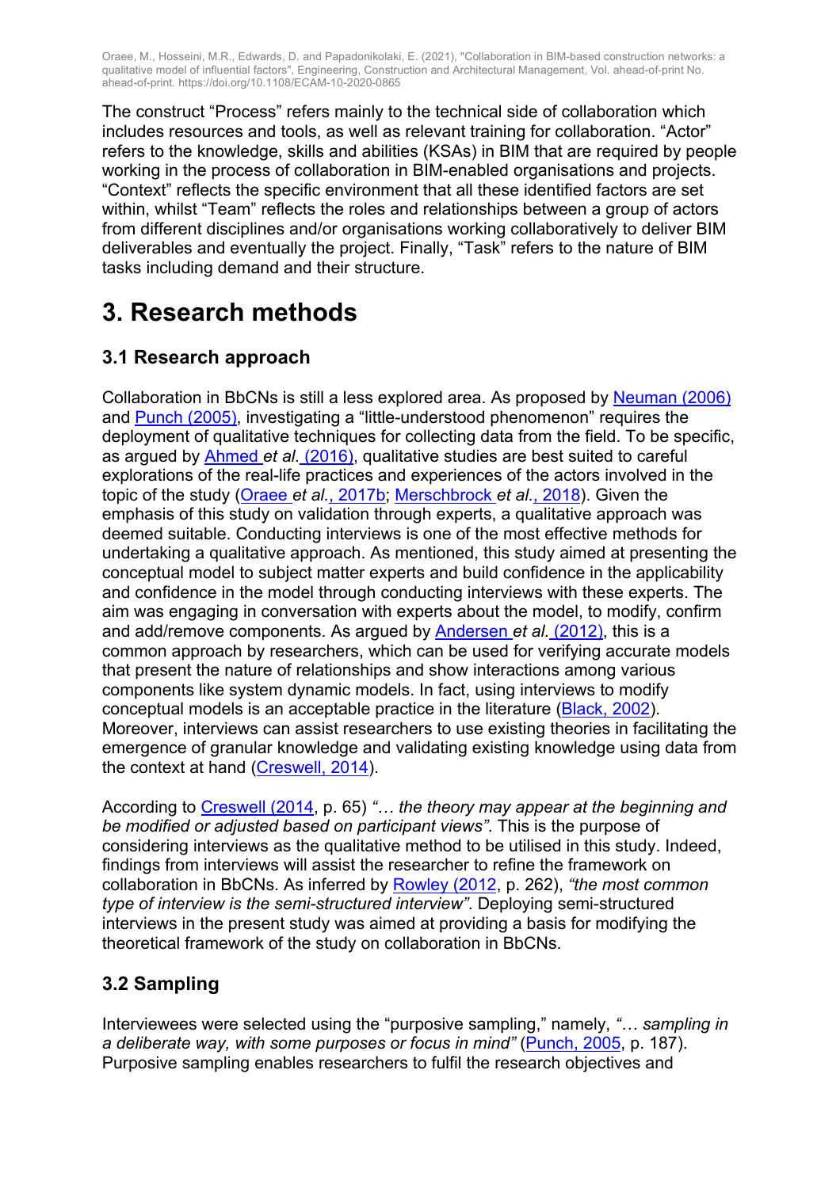The construct “Process” refers mainly to the technical side of collaboration which includes resources and tools, as well as relevant training for collaboration. “Actor” refers to the knowledge, skills and abilities (KSAs) in BIM that are required by people working in the process of collaboration in BIM-enabled organisations and projects. “Context” reflects the specific environment that all these identified factors are set within, whilst “Team” reflects the roles and relationships between a group of actors from different disciplines and/or organisations working collaboratively to deliver BIM deliverables and eventually the project. Finally, “Task” refers to the nature of BIM tasks including demand and their structure.

# 3. Research methods

## 3.1 Research approach

Collaboration in BbCNs is still a less explored area. As proposed by Neuman (2006) and Punch (2005), investigating a “little-understood phenomenon” requires the deployment of qualitative techniques for collecting data from the field. To be specific, as argued by Ahmed *et al.* (2016), qualitative studies are best suited to careful explorations of the real-life practices and experiences of the actors involved in the topic of the study (Oraee *et al.*, 2017b; Merschbrock *et al.*, 2018). Given the emphasis of this study on validation through experts, a qualitative approach was deemed suitable. Conducting interviews is one of the most effective methods for undertaking a qualitative approach. As mentioned, this study aimed at presenting the conceptual model to subject matter experts and build confidence in the applicability and confidence in the model through conducting interviews with these experts. The aim was engaging in conversation with experts about the model, to modify, confirm and add/remove components. As argued by Andersen *et al.* (2012), this is a common approach by researchers, which can be used for verifying accurate models that present the nature of relationships and show interactions among various components like system dynamic models. In fact, using interviews to modify conceptual models is an acceptable practice in the literature (Black, 2002). Moreover, interviews can assist researchers to use existing theories in facilitating the emergence of granular knowledge and validating existing knowledge using data from the context at hand (Creswell, 2014).

According to Creswell (2014, p. 65) *“… the theory may appear at the beginning and be modified or adjusted based on participant views”*. This is the purpose of considering interviews as the qualitative method to be utilised in this study. Indeed, findings from interviews will assist the researcher to refine the framework on collaboration in BbCNs. As inferred by Rowley (2012, p. 262), *“the most common type of interview is the semi-structured interview”*. Deploying semi-structured interviews in the present study was aimed at providing a basis for modifying the theoretical framework of the study on collaboration in BbCNs.

## 3.2 Sampling

Interviewees were selected using the “purposive sampling,” namely, *“… sampling in a deliberate way, with some purposes or focus in mind”* (Punch, 2005, p. 187). Purposive sampling enables researchers to fulfil the research objectives and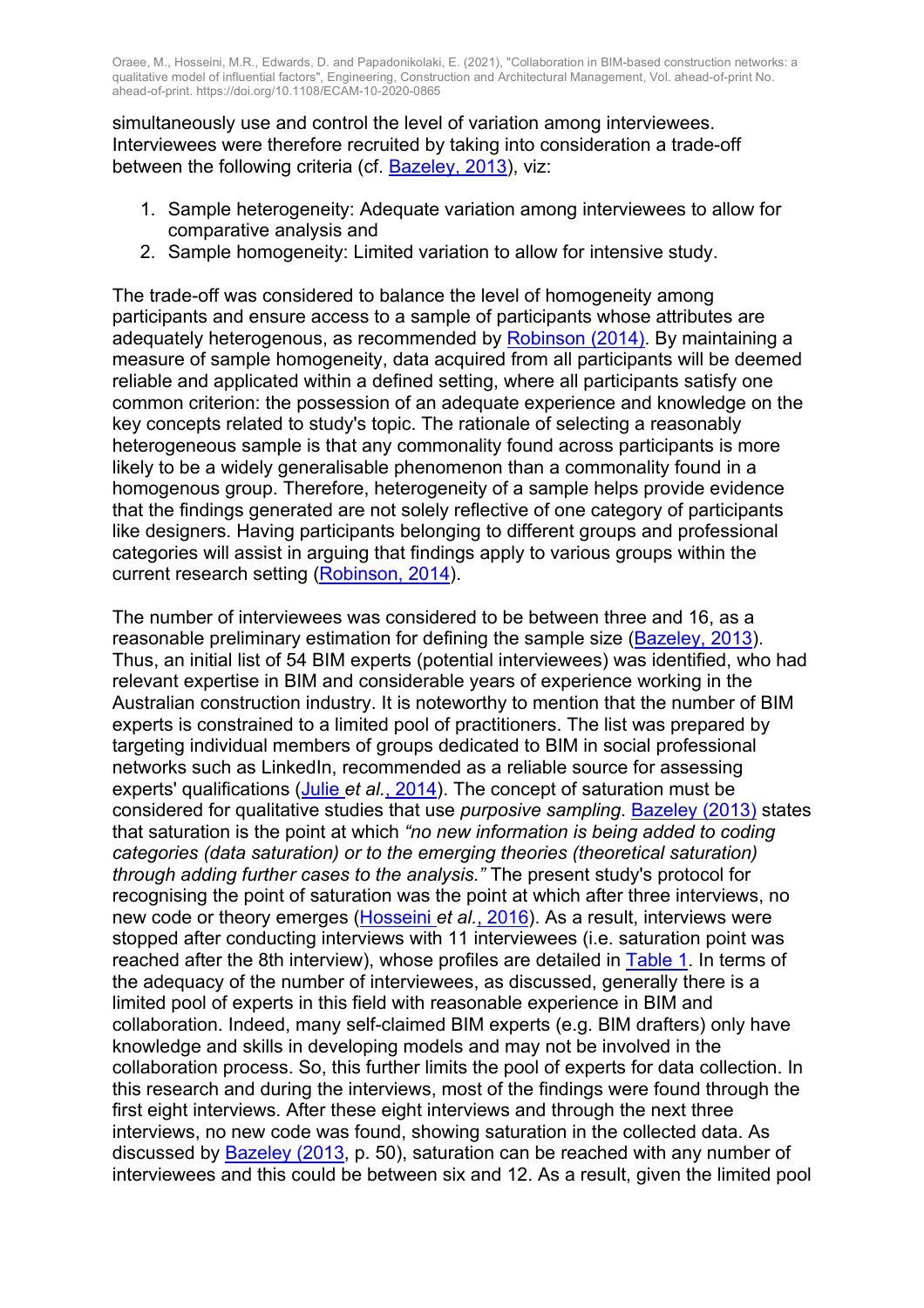simultaneously use and control the level of variation among interviewees. Interviewees were therefore recruited by taking into consideration a trade-off between the following criteria (cf. Bazeley, 2013), viz:

1. Sample heterogeneity: Adequate variation among interviewees to allow for comparative analysis and
2. Sample homogeneity: Limited variation to allow for intensive study.

The trade-off was considered to balance the level of homogeneity among participants and ensure access to a sample of participants whose attributes are adequately heterogenous, as recommended by Robinson (2014). By maintaining a measure of sample homogeneity, data acquired from all participants will be deemed reliable and applicated within a defined setting, where all participants satisfy one common criterion: the possession of an adequate experience and knowledge on the key concepts related to study's topic. The rationale of selecting a reasonably heterogeneous sample is that any commonality found across participants is more likely to be a widely generalisable phenomenon than a commonality found in a homogenous group. Therefore, heterogeneity of a sample helps provide evidence that the findings generated are not solely reflective of one category of participants like designers. Having participants belonging to different groups and professional categories will assist in arguing that findings apply to various groups within the current research setting (Robinson, 2014).

The number of interviewees was considered to be between three and 16, as a reasonable preliminary estimation for defining the sample size (Bazeley, 2013). Thus, an initial list of 54 BIM experts (potential interviewees) was identified, who had relevant expertise in BIM and considerable years of experience working in the Australian construction industry. It is noteworthy to mention that the number of BIM experts is constrained to a limited pool of practitioners. The list was prepared by targeting individual members of groups dedicated to BIM in social professional networks such as LinkedIn, recommended as a reliable source for assessing experts' qualifications (Julie *et al.*, 2014). The concept of saturation must be considered for qualitative studies that use *purposive sampling*. Bazeley (2013) states that saturation is the point at which *"no new information is being added to coding categories (data saturation) or to the emerging theories (theoretical saturation) through adding further cases to the analysis."* The present study's protocol for recognising the point of saturation was the point at which after three interviews, no new code or theory emerges (Hosseini *et al.*, 2016). As a result, interviews were stopped after conducting interviews with 11 interviewees (i.e. saturation point was reached after the 8th interview), whose profiles are detailed in Table 1. In terms of the adequacy of the number of interviewees, as discussed, generally there is a limited pool of experts in this field with reasonable experience in BIM and collaboration. Indeed, many self-claimed BIM experts (e.g. BIM drafters) only have knowledge and skills in developing models and may not be involved in the collaboration process. So, this further limits the pool of experts for data collection. In this research and during the interviews, most of the findings were found through the first eight interviews. After these eight interviews and through the next three interviews, no new code was found, showing saturation in the collected data. As discussed by Bazeley (2013, p. 50), saturation can be reached with any number of interviewees and this could be between six and 12. As a result, given the limited pool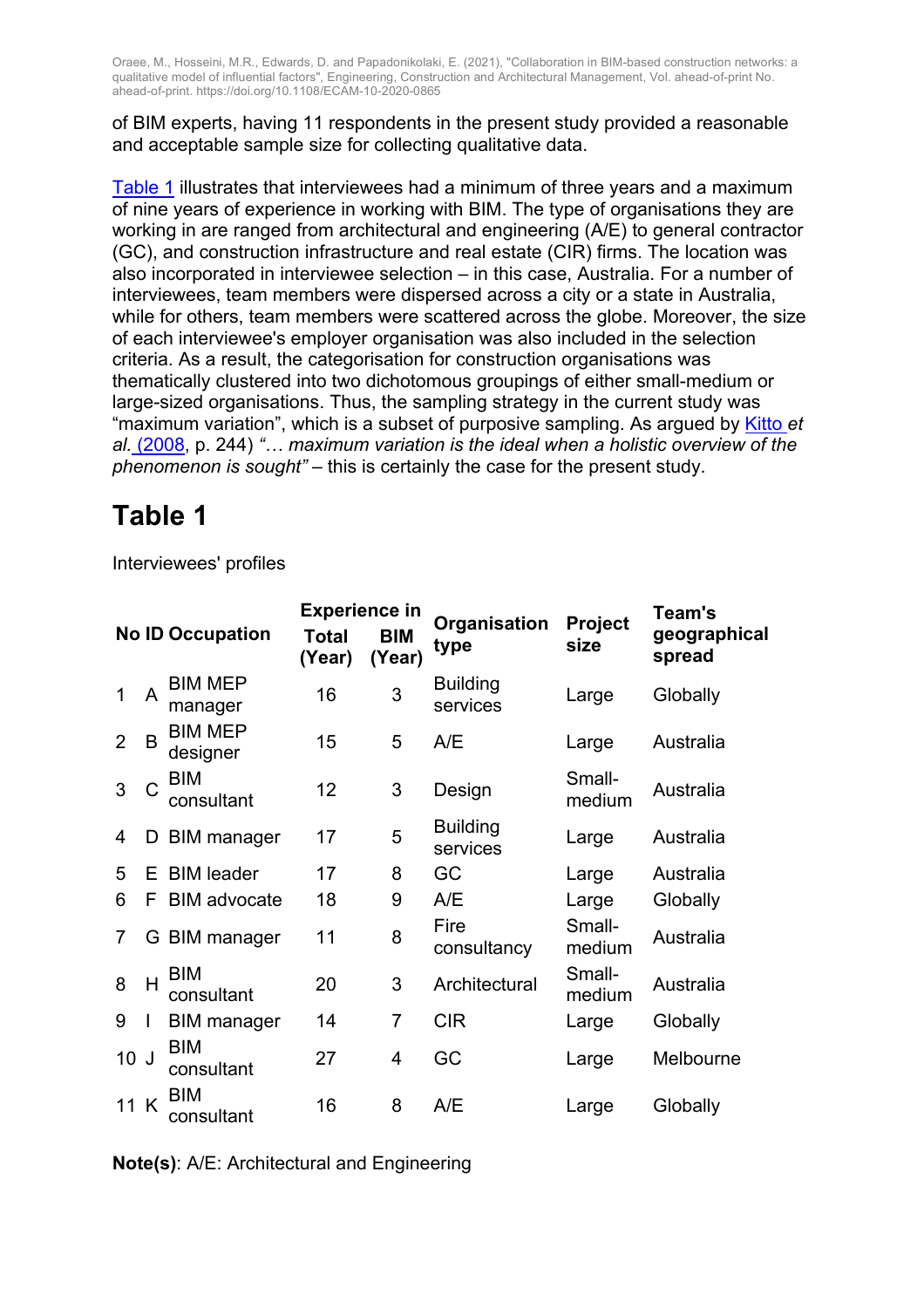of BIM experts, having 11 respondents in the present study provided a reasonable and acceptable sample size for collecting qualitative data.

Table 1 illustrates that interviewees had a minimum of three years and a maximum of nine years of experience in working with BIM. The type of organisations they are working in are ranged from architectural and engineering (A/E) to general contractor (GC), and construction infrastructure and real estate (CIR) firms. The location was also incorporated in interviewee selection – in this case, Australia. For a number of interviewees, team members were dispersed across a city or a state in Australia, while for others, team members were scattered across the globe. Moreover, the size of each interviewee's employer organisation was also included in the selection criteria. As a result, the categorisation for construction organisations was thematically clustered into two dichotomous groupings of either small-medium or large-sized organisations. Thus, the sampling strategy in the current study was "maximum variation", which is a subset of purposive sampling. As argued by Kitto *et al.* (2008, p. 244) *"… maximum variation is the ideal when a holistic overview of the phenomenon is sought"* – this is certainly the case for the present study.

# Table 1

Interviewees' profiles

| No | ID | Occupation | Experience in Total (Year) | Experience in BIM (Year) | Organisation type | Project size | Team's geographical spread |
|---|---|---|---|---|---|---|---|
| 1 | A | BIM MEP manager | 16 | 3 | Building services | Large | Globally |
| 2 | B | BIM MEP designer | 15 | 5 | A/E | Large | Australia |
| 3 | C | BIM consultant | 12 | 3 | Design | Small-medium | Australia |
| 4 | D | BIM manager | 17 | 5 | Building services | Large | Australia |
| 5 | E | BIM leader | 17 | 8 | GC | Large | Australia |
| 6 | F | BIM advocate | 18 | 9 | A/E | Large | Globally |
| 7 | G | BIM manager | 11 | 8 | Fire consultancy | Small-medium | Australia |
| 8 | H | BIM consultant | 20 | 3 | Architectural | Small-medium | Australia |
| 9 | I | BIM manager | 14 | 7 | CIR | Large | Globally |
| 10 | J | BIM consultant | 27 | 4 | GC | Large | Melbourne |
| 11 | K | BIM consultant | 16 | 8 | A/E | Large | Globally |

**Note(s)**: A/E: Architectural and Engineering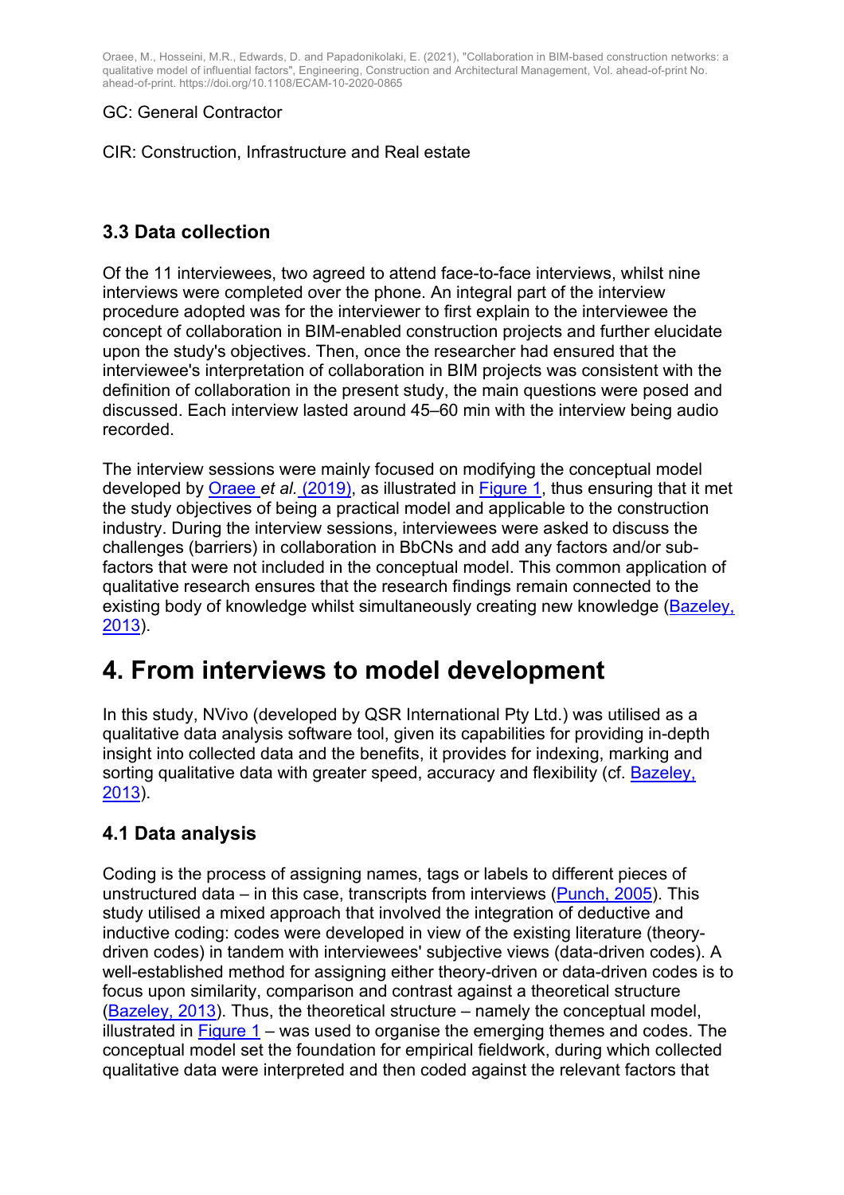GC: General Contractor

CIR: Construction, Infrastructure and Real estate

### 3.3 Data collection

Of the 11 interviewees, two agreed to attend face-to-face interviews, whilst nine interviews were completed over the phone. An integral part of the interview procedure adopted was for the interviewer to first explain to the interviewee the concept of collaboration in BIM-enabled construction projects and further elucidate upon the study's objectives. Then, once the researcher had ensured that the interviewee's interpretation of collaboration in BIM projects was consistent with the definition of collaboration in the present study, the main questions were posed and discussed. Each interview lasted around 45–60 min with the interview being audio recorded.

The interview sessions were mainly focused on modifying the conceptual model developed by Oraee *et al.* (2019), as illustrated in Figure 1, thus ensuring that it met the study objectives of being a practical model and applicable to the construction industry. During the interview sessions, interviewees were asked to discuss the challenges (barriers) in collaboration in BbCNs and add any factors and/or sub-factors that were not included in the conceptual model. This common application of qualitative research ensures that the research findings remain connected to the existing body of knowledge whilst simultaneously creating new knowledge (Bazeley, 2013).

# 4. From interviews to model development

In this study, NVivo (developed by QSR International Pty Ltd.) was utilised as a qualitative data analysis software tool, given its capabilities for providing in-depth insight into collected data and the benefits, it provides for indexing, marking and sorting qualitative data with greater speed, accuracy and flexibility (cf. Bazeley, 2013).

### 4.1 Data analysis

Coding is the process of assigning names, tags or labels to different pieces of unstructured data – in this case, transcripts from interviews (Punch, 2005). This study utilised a mixed approach that involved the integration of deductive and inductive coding: codes were developed in view of the existing literature (theory-driven codes) in tandem with interviewees' subjective views (data-driven codes). A well-established method for assigning either theory-driven or data-driven codes is to focus upon similarity, comparison and contrast against a theoretical structure (Bazeley, 2013). Thus, the theoretical structure – namely the conceptual model, illustrated in Figure 1 – was used to organise the emerging themes and codes. The conceptual model set the foundation for empirical fieldwork, during which collected qualitative data were interpreted and then coded against the relevant factors that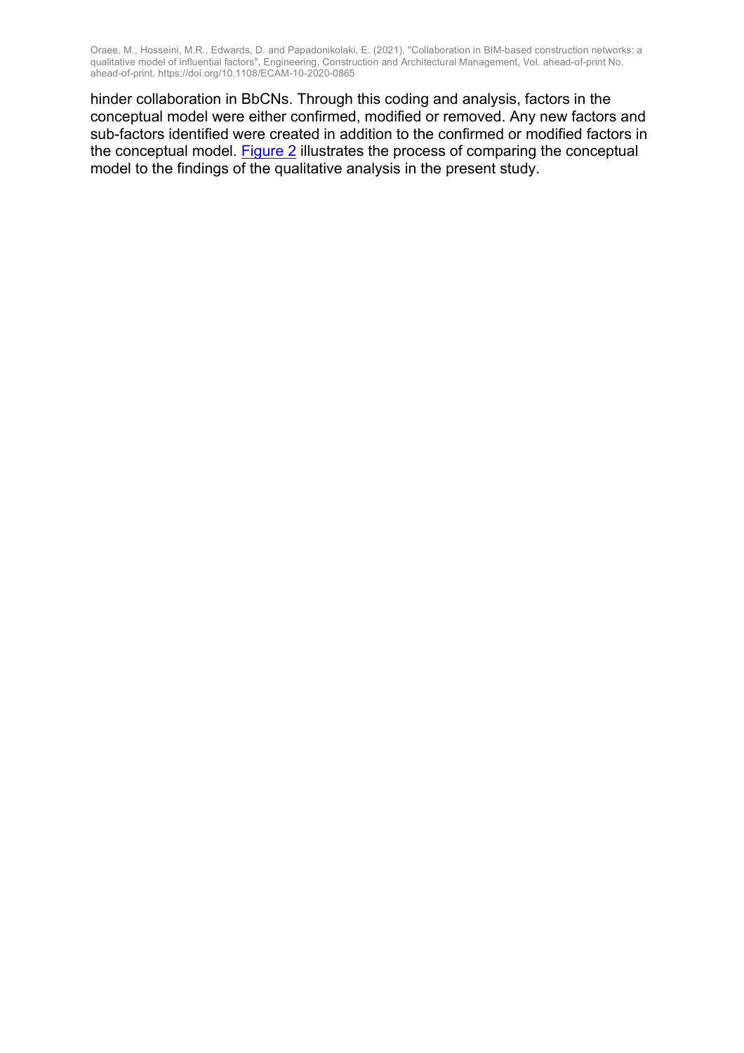hinder collaboration in BbCNs. Through this coding and analysis, factors in the conceptual model were either confirmed, modified or removed. Any new factors and sub-factors identified were created in addition to the confirmed or modified factors in the conceptual model. Figure 2 illustrates the process of comparing the conceptual model to the findings of the qualitative analysis in the present study.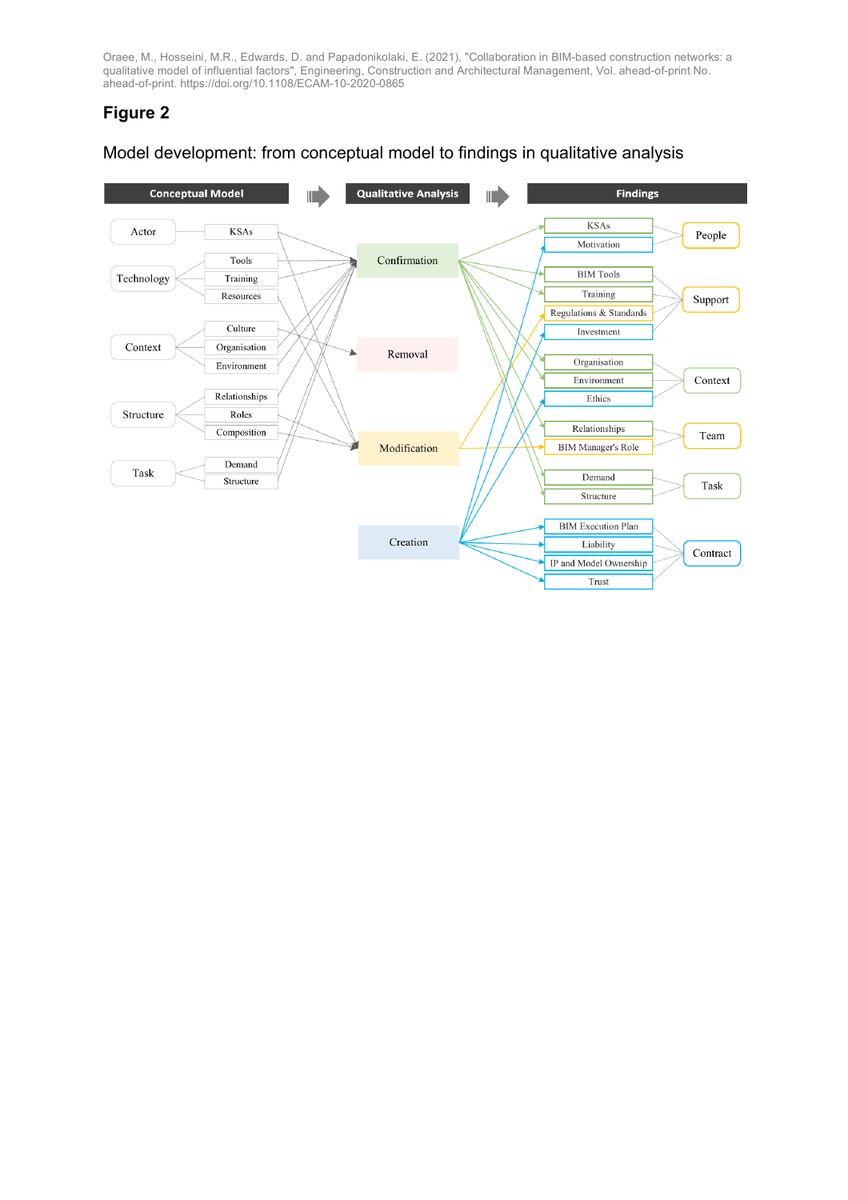Oraee, M., Hosseini, M.R., Edwards, D. and Papadonikolaki, E. (2021), "Collaboration in BIM-based construction networks: a qualitative model of influential factors", Engineering, Construction and Architectural Management, Vol. ahead-of-print No. ahead-of-print. https://doi.org/10.1108/ECAM-10-2020-0865

## Figure 2

Model development: from conceptual model to findings in qualitative analysis

**Conceptual Model** → **Qualitative Analysis** → **Findings**

Conceptual Model:

- Actor: KSAs
- Technology: Tools, Training, Resources
- Context: Culture, Organisation, Environment
- Structure: Relationships, Roles, Composition
- Task: Demand, Structure

Qualitative Analysis:

- Confirmation
- Removal
- Modification
- Creation

Findings:

- People: KSAs, Motivation
- Support: BIM Tools, Training, Regulations & Standards, Investment
- Context: Organisation, Environment, Ethics
- Team: Relationships, BIM Manager's Role
- Task: Demand, Structure
- Contract: BIM Execution Plan, Liability, IP and Model Ownership, Trust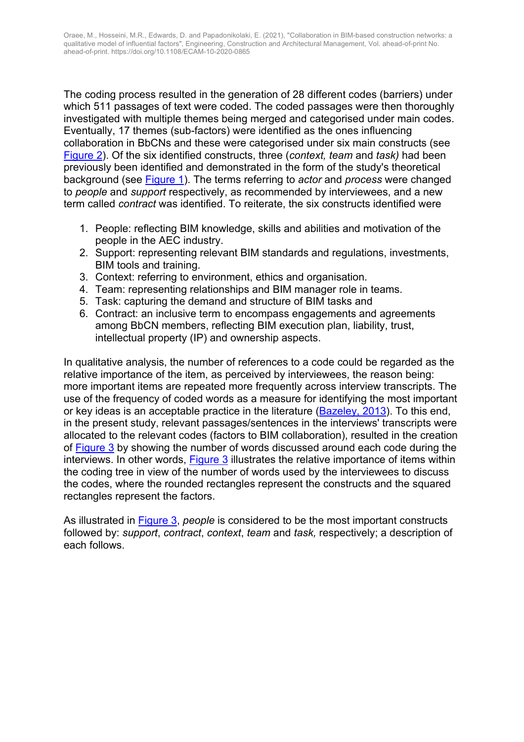The coding process resulted in the generation of 28 different codes (barriers) under which 511 passages of text were coded. The coded passages were then thoroughly investigated with multiple themes being merged and categorised under main codes. Eventually, 17 themes (sub-factors) were identified as the ones influencing collaboration in BbCNs and these were categorised under six main constructs (see Figure 2). Of the six identified constructs, three (*context, team* and *task)* had been previously been identified and demonstrated in the form of the study's theoretical background (see Figure 1). The terms referring to *actor* and *process* were changed to *people* and *support* respectively, as recommended by interviewees, and a new term called *contract* was identified. To reiterate, the six constructs identified were

1. People: reflecting BIM knowledge, skills and abilities and motivation of the people in the AEC industry.
2. Support: representing relevant BIM standards and regulations, investments, BIM tools and training.
3. Context: referring to environment, ethics and organisation.
4. Team: representing relationships and BIM manager role in teams.
5. Task: capturing the demand and structure of BIM tasks and
6. Contract: an inclusive term to encompass engagements and agreements among BbCN members, reflecting BIM execution plan, liability, trust, intellectual property (IP) and ownership aspects.

In qualitative analysis, the number of references to a code could be regarded as the relative importance of the item, as perceived by interviewees, the reason being: more important items are repeated more frequently across interview transcripts. The use of the frequency of coded words as a measure for identifying the most important or key ideas is an acceptable practice in the literature (Bazeley, 2013). To this end, in the present study, relevant passages/sentences in the interviews' transcripts were allocated to the relevant codes (factors to BIM collaboration), resulted in the creation of Figure 3 by showing the number of words discussed around each code during the interviews. In other words, Figure 3 illustrates the relative importance of items within the coding tree in view of the number of words used by the interviewees to discuss the codes, where the rounded rectangles represent the constructs and the squared rectangles represent the factors.

As illustrated in Figure 3, *people* is considered to be the most important constructs followed by: *support*, *contract*, *context*, *team* and *task,* respectively; a description of each follows.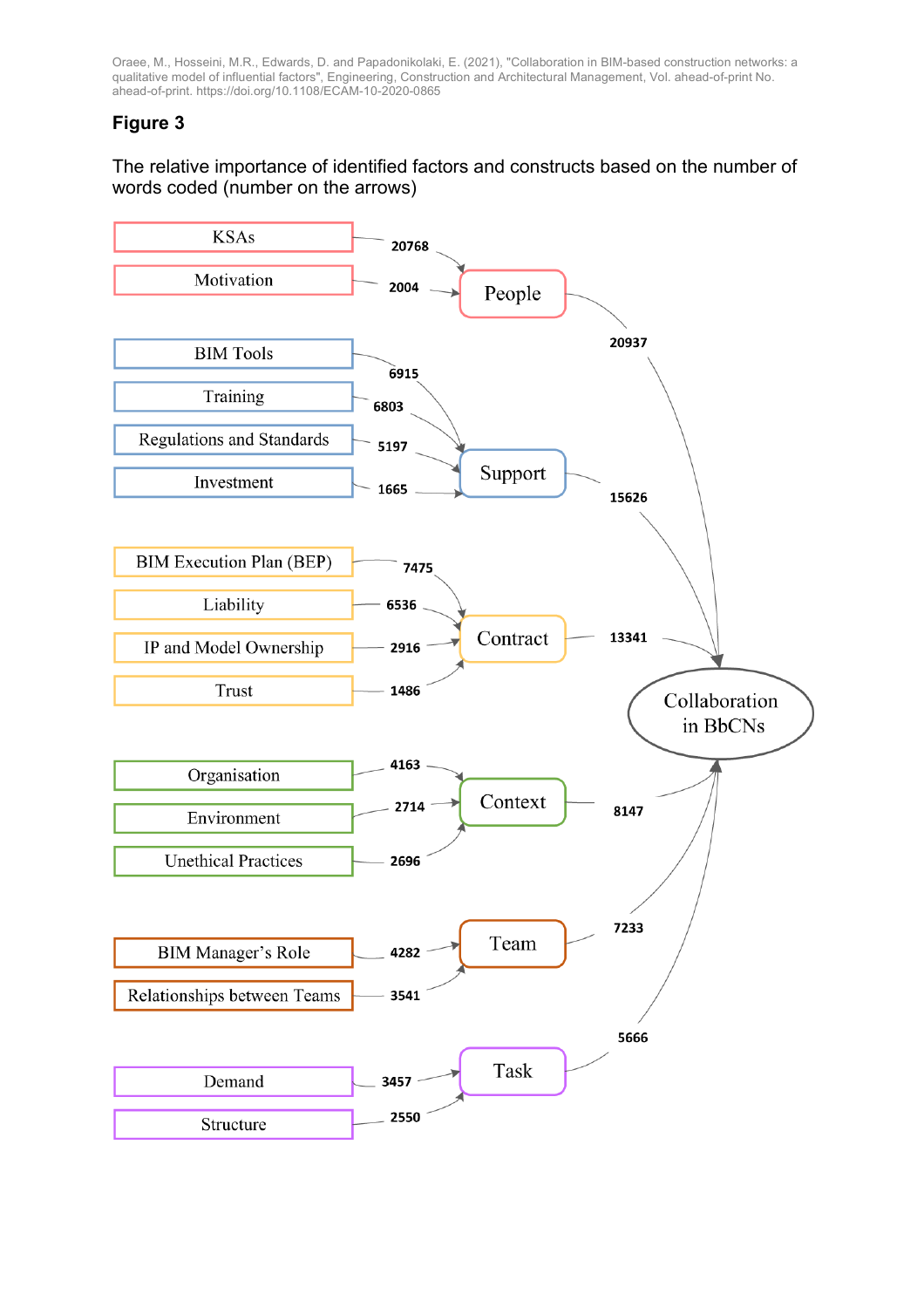Oraee, M., Hosseini, M.R., Edwards, D. and Papadonikolaki, E. (2021), "Collaboration in BIM-based construction networks: a qualitative model of influential factors", Engineering, Construction and Architectural Management, Vol. ahead-of-print No. ahead-of-print. https://doi.org/10.1108/ECAM-10-2020-0865

**Figure 3**

The relative importance of identified factors and constructs based on the number of words coded (number on the arrows)

| Factor | Words coded | Construct | Words coded (to Collaboration in BbCNs) |
|---|---|---|---|
| KSAs | 20768 | People | 20937 |
| Motivation | 2004 | | |
| BIM Tools | 6915 | Support | 15626 |
| Training | 6803 | | |
| Regulations and Standards | 5197 | | |
| Investment | 1665 | | |
| BIM Execution Plan (BEP) | 7475 | Contract | 13341 |
| Liability | 6536 | | |
| IP and Model Ownership | 2916 | | |
| Trust | 1486 | | |
| Organisation | 4163 | Context | 8147 |
| Environment | 2714 | | |
| Unethical Practices | 2696 | | |
| BIM Manager's Role | 4282 | Team | 7233 |
| Relationships between Teams | 3541 | | |
| Demand | 3457 | Task | 5666 |
| Structure | 2550 | | |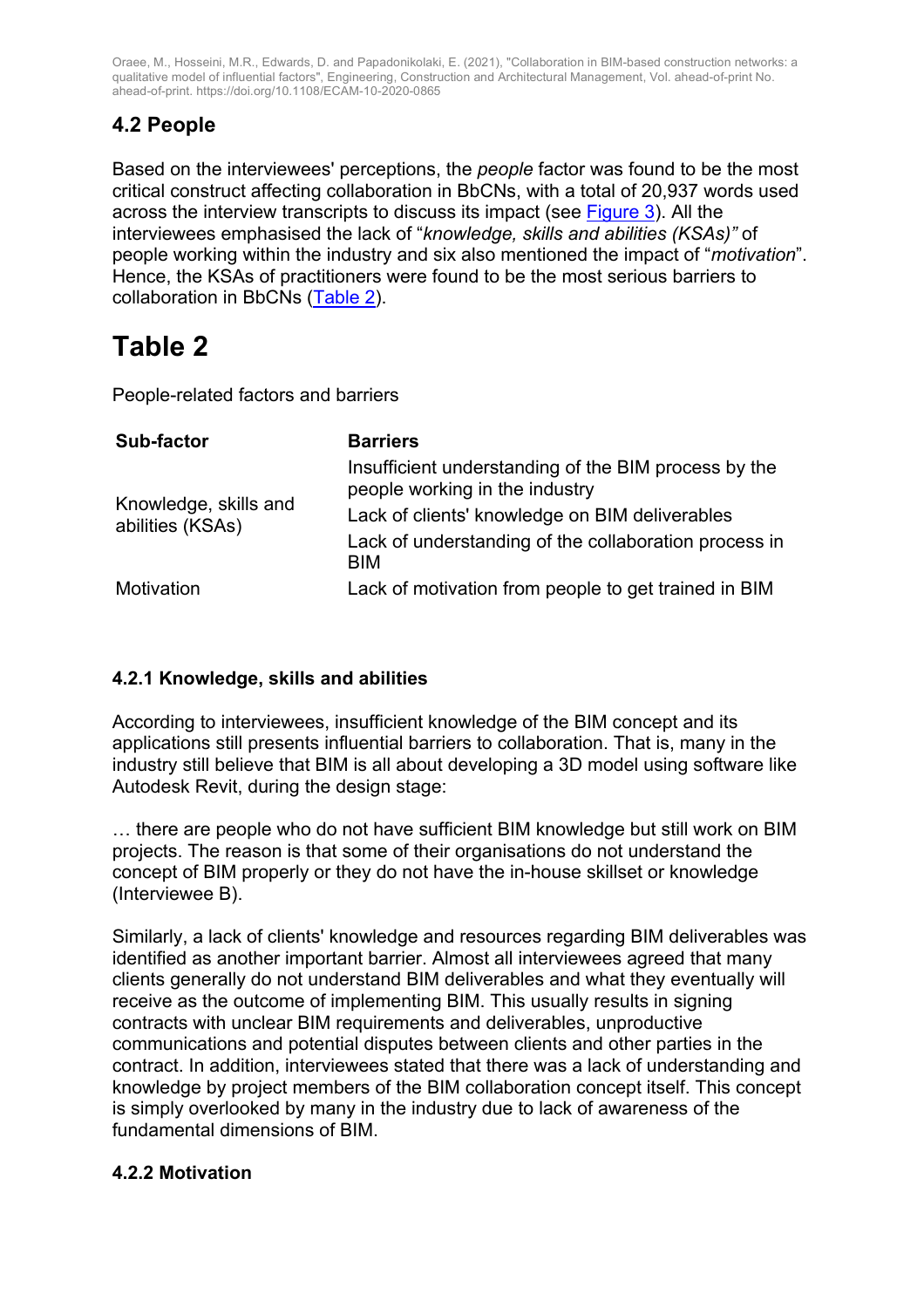## 4.2 People

Based on the interviewees' perceptions, the *people* factor was found to be the most critical construct affecting collaboration in BbCNs, with a total of 20,937 words used across the interview transcripts to discuss its impact (see Figure 3). All the interviewees emphasised the lack of "*knowledge, skills and abilities (KSAs)"* of people working within the industry and six also mentioned the impact of "*motivation*". Hence, the KSAs of practitioners were found to be the most serious barriers to collaboration in BbCNs (Table 2).

# Table 2

People-related factors and barriers

| Sub-factor | Barriers |
|---|---|
| Knowledge, skills and abilities (KSAs) | Insufficient understanding of the BIM process by the people working in the industry |
| | Lack of clients' knowledge on BIM deliverables |
| | Lack of understanding of the collaboration process in BIM |
| Motivation | Lack of motivation from people to get trained in BIM |

### 4.2.1 Knowledge, skills and abilities

According to interviewees, insufficient knowledge of the BIM concept and its applications still presents influential barriers to collaboration. That is, many in the industry still believe that BIM is all about developing a 3D model using software like Autodesk Revit, during the design stage:

… there are people who do not have sufficient BIM knowledge but still work on BIM projects. The reason is that some of their organisations do not understand the concept of BIM properly or they do not have the in-house skillset or knowledge (Interviewee B).

Similarly, a lack of clients' knowledge and resources regarding BIM deliverables was identified as another important barrier. Almost all interviewees agreed that many clients generally do not understand BIM deliverables and what they eventually will receive as the outcome of implementing BIM. This usually results in signing contracts with unclear BIM requirements and deliverables, unproductive communications and potential disputes between clients and other parties in the contract. In addition, interviewees stated that there was a lack of understanding and knowledge by project members of the BIM collaboration concept itself. This concept is simply overlooked by many in the industry due to lack of awareness of the fundamental dimensions of BIM.

### 4.2.2 Motivation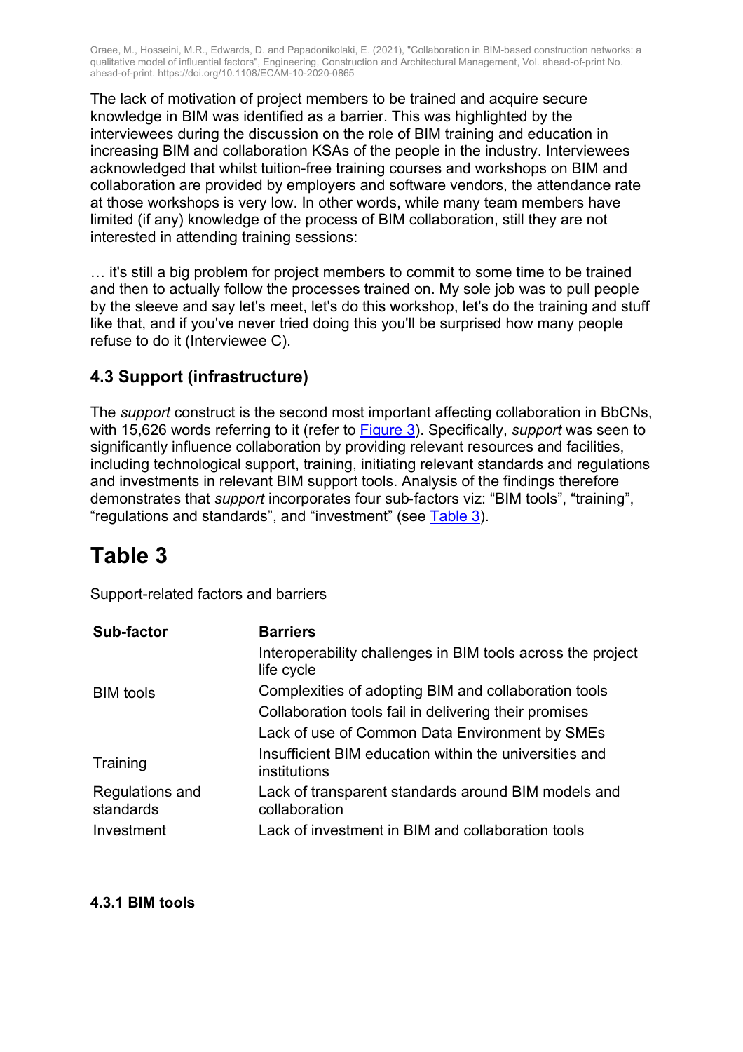The lack of motivation of project members to be trained and acquire secure knowledge in BIM was identified as a barrier. This was highlighted by the interviewees during the discussion on the role of BIM training and education in increasing BIM and collaboration KSAs of the people in the industry. Interviewees acknowledged that whilst tuition-free training courses and workshops on BIM and collaboration are provided by employers and software vendors, the attendance rate at those workshops is very low. In other words, while many team members have limited (if any) knowledge of the process of BIM collaboration, still they are not interested in attending training sessions:

… it's still a big problem for project members to commit to some time to be trained and then to actually follow the processes trained on. My sole job was to pull people by the sleeve and say let's meet, let's do this workshop, let's do the training and stuff like that, and if you've never tried doing this you'll be surprised how many people refuse to do it (Interviewee C).

## 4.3 Support (infrastructure)

The *support* construct is the second most important affecting collaboration in BbCNs, with 15,626 words referring to it (refer to Figure 3). Specifically, *support* was seen to significantly influence collaboration by providing relevant resources and facilities, including technological support, training, initiating relevant standards and regulations and investments in relevant BIM support tools. Analysis of the findings therefore demonstrates that *support* incorporates four sub-factors viz: “BIM tools”, “training”, “regulations and standards”, and “investment” (see Table 3).

# Table 3

Support-related factors and barriers

| Sub-factor | Barriers |
|---|---|
| BIM tools | Interoperability challenges in BIM tools across the project life cycle |
| | Complexities of adopting BIM and collaboration tools |
| | Collaboration tools fail in delivering their promises |
| | Lack of use of Common Data Environment by SMEs |
| Training | Insufficient BIM education within the universities and institutions |
| Regulations and standards | Lack of transparent standards around BIM models and collaboration |
| Investment | Lack of investment in BIM and collaboration tools |

### 4.3.1 BIM tools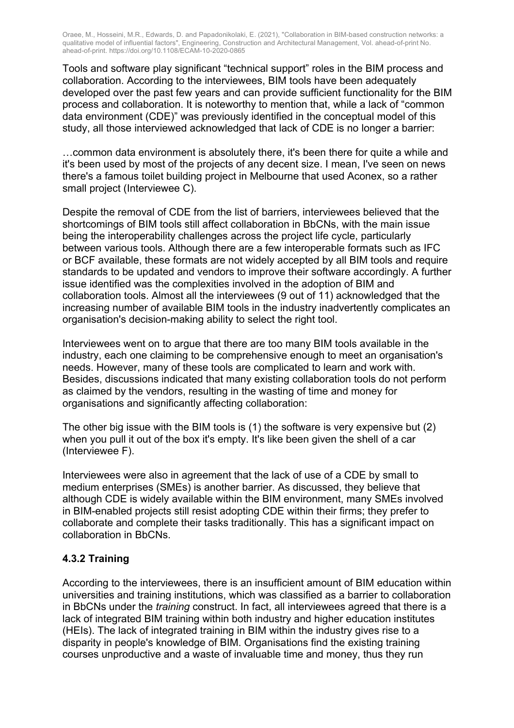Tools and software play significant "technical support" roles in the BIM process and collaboration. According to the interviewees, BIM tools have been adequately developed over the past few years and can provide sufficient functionality for the BIM process and collaboration. It is noteworthy to mention that, while a lack of "common data environment (CDE)" was previously identified in the conceptual model of this study, all those interviewed acknowledged that lack of CDE is no longer a barrier:

…common data environment is absolutely there, it's been there for quite a while and it's been used by most of the projects of any decent size. I mean, I've seen on news there's a famous toilet building project in Melbourne that used Aconex, so a rather small project (Interviewee C).

Despite the removal of CDE from the list of barriers, interviewees believed that the shortcomings of BIM tools still affect collaboration in BbCNs, with the main issue being the interoperability challenges across the project life cycle, particularly between various tools. Although there are a few interoperable formats such as IFC or BCF available, these formats are not widely accepted by all BIM tools and require standards to be updated and vendors to improve their software accordingly. A further issue identified was the complexities involved in the adoption of BIM and collaboration tools. Almost all the interviewees (9 out of 11) acknowledged that the increasing number of available BIM tools in the industry inadvertently complicates an organisation's decision-making ability to select the right tool.

Interviewees went on to argue that there are too many BIM tools available in the industry, each one claiming to be comprehensive enough to meet an organisation's needs. However, many of these tools are complicated to learn and work with. Besides, discussions indicated that many existing collaboration tools do not perform as claimed by the vendors, resulting in the wasting of time and money for organisations and significantly affecting collaboration:

The other big issue with the BIM tools is (1) the software is very expensive but (2) when you pull it out of the box it's empty. It's like been given the shell of a car (Interviewee F).

Interviewees were also in agreement that the lack of use of a CDE by small to medium enterprises (SMEs) is another barrier. As discussed, they believe that although CDE is widely available within the BIM environment, many SMEs involved in BIM-enabled projects still resist adopting CDE within their firms; they prefer to collaborate and complete their tasks traditionally. This has a significant impact on collaboration in BbCNs.

### 4.3.2 Training

According to the interviewees, there is an insufficient amount of BIM education within universities and training institutions, which was classified as a barrier to collaboration in BbCNs under the *training* construct. In fact, all interviewees agreed that there is a lack of integrated BIM training within both industry and higher education institutes (HEIs). The lack of integrated training in BIM within the industry gives rise to a disparity in people's knowledge of BIM. Organisations find the existing training courses unproductive and a waste of invaluable time and money, thus they run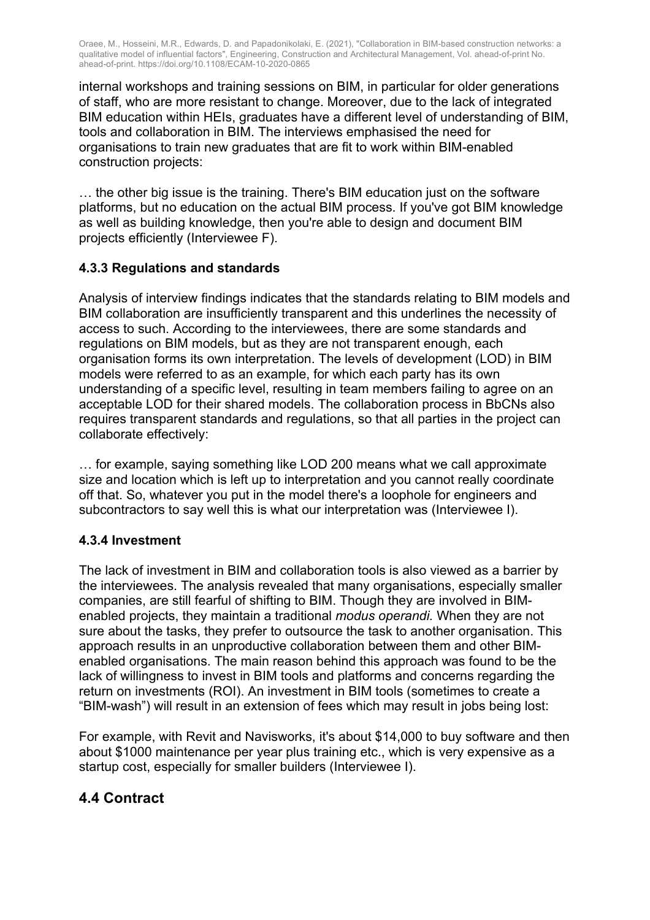internal workshops and training sessions on BIM, in particular for older generations of staff, who are more resistant to change. Moreover, due to the lack of integrated BIM education within HEIs, graduates have a different level of understanding of BIM, tools and collaboration in BIM. The interviews emphasised the need for organisations to train new graduates that are fit to work within BIM-enabled construction projects:

… the other big issue is the training. There's BIM education just on the software platforms, but no education on the actual BIM process. If you've got BIM knowledge as well as building knowledge, then you're able to design and document BIM projects efficiently (Interviewee F).

### 4.3.3 Regulations and standards

Analysis of interview findings indicates that the standards relating to BIM models and BIM collaboration are insufficiently transparent and this underlines the necessity of access to such. According to the interviewees, there are some standards and regulations on BIM models, but as they are not transparent enough, each organisation forms its own interpretation. The levels of development (LOD) in BIM models were referred to as an example, for which each party has its own understanding of a specific level, resulting in team members failing to agree on an acceptable LOD for their shared models. The collaboration process in BbCNs also requires transparent standards and regulations, so that all parties in the project can collaborate effectively:

… for example, saying something like LOD 200 means what we call approximate size and location which is left up to interpretation and you cannot really coordinate off that. So, whatever you put in the model there's a loophole for engineers and subcontractors to say well this is what our interpretation was (Interviewee I).

### 4.3.4 Investment

The lack of investment in BIM and collaboration tools is also viewed as a barrier by the interviewees. The analysis revealed that many organisations, especially smaller companies, are still fearful of shifting to BIM. Though they are involved in BIM-enabled projects, they maintain a traditional *modus operandi.* When they are not sure about the tasks, they prefer to outsource the task to another organisation. This approach results in an unproductive collaboration between them and other BIM-enabled organisations. The main reason behind this approach was found to be the lack of willingness to invest in BIM tools and platforms and concerns regarding the return on investments (ROI). An investment in BIM tools (sometimes to create a "BIM-wash") will result in an extension of fees which may result in jobs being lost:

For example, with Revit and Navisworks, it's about $14,000 to buy software and then about $1000 maintenance per year plus training etc., which is very expensive as a startup cost, especially for smaller builders (Interviewee I).

## 4.4 Contract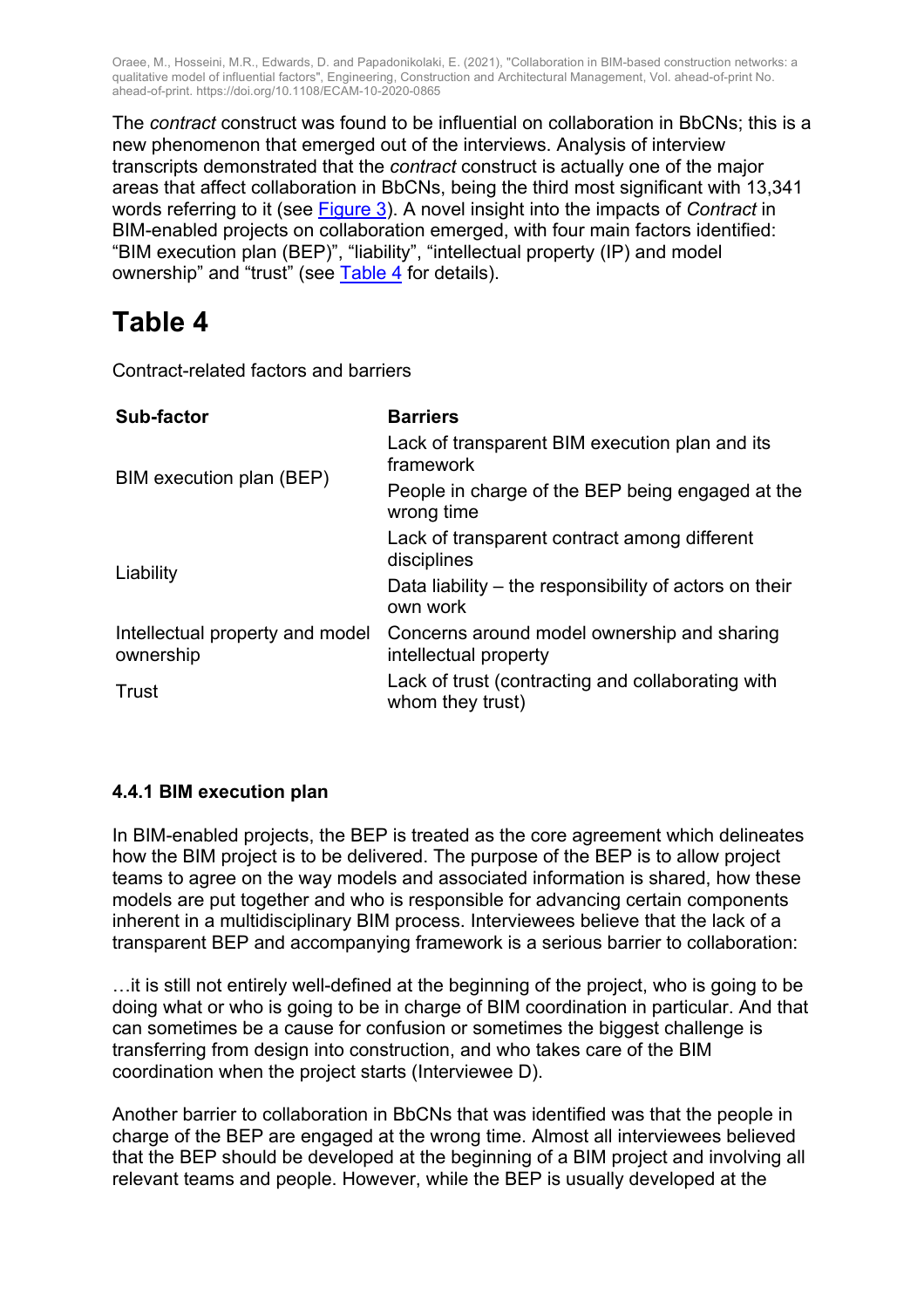The *contract* construct was found to be influential on collaboration in BbCNs; this is a new phenomenon that emerged out of the interviews. Analysis of interview transcripts demonstrated that the *contract* construct is actually one of the major areas that affect collaboration in BbCNs, being the third most significant with 13,341 words referring to it (see Figure 3). A novel insight into the impacts of *Contract* in BIM-enabled projects on collaboration emerged, with four main factors identified: "BIM execution plan (BEP)", "liability", "intellectual property (IP) and model ownership" and "trust" (see Table 4 for details).

# Table 4

Contract-related factors and barriers

| Sub-factor | Barriers |
|---|---|
| BIM execution plan (BEP) | Lack of transparent BIM execution plan and its framework |
| | People in charge of the BEP being engaged at the wrong time |
| Liability | Lack of transparent contract among different disciplines |
| | Data liability – the responsibility of actors on their own work |
| Intellectual property and model ownership | Concerns around model ownership and sharing intellectual property |
| Trust | Lack of trust (contracting and collaborating with whom they trust) |

### 4.4.1 BIM execution plan

In BIM-enabled projects, the BEP is treated as the core agreement which delineates how the BIM project is to be delivered. The purpose of the BEP is to allow project teams to agree on the way models and associated information is shared, how these models are put together and who is responsible for advancing certain components inherent in a multidisciplinary BIM process. Interviewees believe that the lack of a transparent BEP and accompanying framework is a serious barrier to collaboration:

…it is still not entirely well-defined at the beginning of the project, who is going to be doing what or who is going to be in charge of BIM coordination in particular. And that can sometimes be a cause for confusion or sometimes the biggest challenge is transferring from design into construction, and who takes care of the BIM coordination when the project starts (Interviewee D).

Another barrier to collaboration in BbCNs that was identified was that the people in charge of the BEP are engaged at the wrong time. Almost all interviewees believed that the BEP should be developed at the beginning of a BIM project and involving all relevant teams and people. However, while the BEP is usually developed at the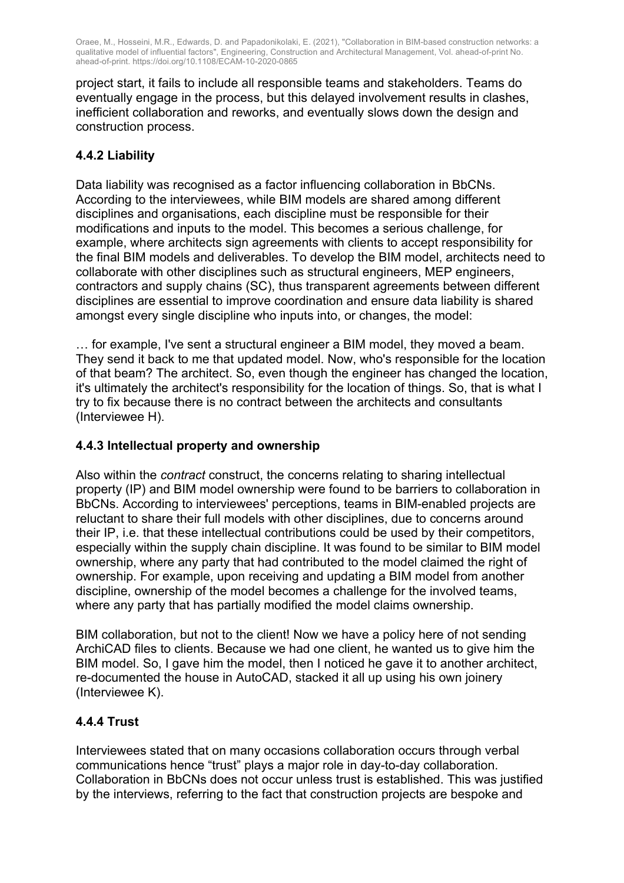project start, it fails to include all responsible teams and stakeholders. Teams do eventually engage in the process, but this delayed involvement results in clashes, inefficient collaboration and reworks, and eventually slows down the design and construction process.

### 4.4.2 Liability

Data liability was recognised as a factor influencing collaboration in BbCNs. According to the interviewees, while BIM models are shared among different disciplines and organisations, each discipline must be responsible for their modifications and inputs to the model. This becomes a serious challenge, for example, where architects sign agreements with clients to accept responsibility for the final BIM models and deliverables. To develop the BIM model, architects need to collaborate with other disciplines such as structural engineers, MEP engineers, contractors and supply chains (SC), thus transparent agreements between different disciplines are essential to improve coordination and ensure data liability is shared amongst every single discipline who inputs into, or changes, the model:

… for example, I've sent a structural engineer a BIM model, they moved a beam. They send it back to me that updated model. Now, who's responsible for the location of that beam? The architect. So, even though the engineer has changed the location, it's ultimately the architect's responsibility for the location of things. So, that is what I try to fix because there is no contract between the architects and consultants (Interviewee H).

### 4.4.3 Intellectual property and ownership

Also within the *contract* construct, the concerns relating to sharing intellectual property (IP) and BIM model ownership were found to be barriers to collaboration in BbCNs. According to interviewees' perceptions, teams in BIM-enabled projects are reluctant to share their full models with other disciplines, due to concerns around their IP, i.e. that these intellectual contributions could be used by their competitors, especially within the supply chain discipline. It was found to be similar to BIM model ownership, where any party that had contributed to the model claimed the right of ownership. For example, upon receiving and updating a BIM model from another discipline, ownership of the model becomes a challenge for the involved teams, where any party that has partially modified the model claims ownership.

BIM collaboration, but not to the client! Now we have a policy here of not sending ArchiCAD files to clients. Because we had one client, he wanted us to give him the BIM model. So, I gave him the model, then I noticed he gave it to another architect, re-documented the house in AutoCAD, stacked it all up using his own joinery (Interviewee K).

### 4.4.4 Trust

Interviewees stated that on many occasions collaboration occurs through verbal communications hence "trust" plays a major role in day-to-day collaboration. Collaboration in BbCNs does not occur unless trust is established. This was justified by the interviews, referring to the fact that construction projects are bespoke and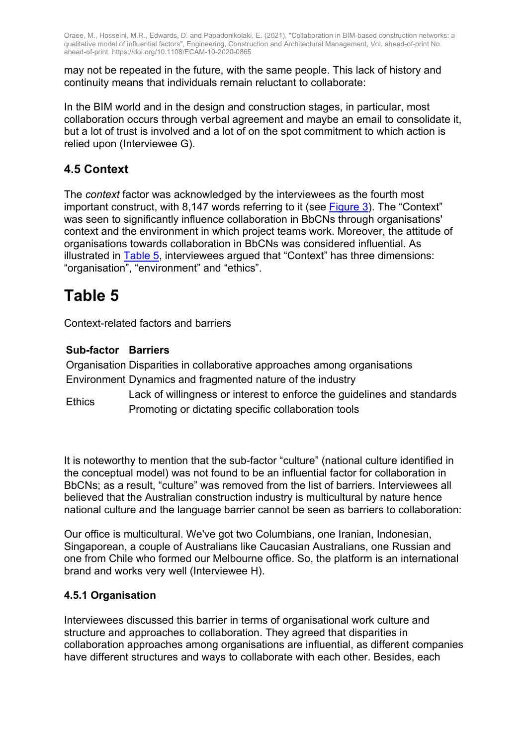may not be repeated in the future, with the same people. This lack of history and continuity means that individuals remain reluctant to collaborate:

In the BIM world and in the design and construction stages, in particular, most collaboration occurs through verbal agreement and maybe an email to consolidate it, but a lot of trust is involved and a lot of on the spot commitment to which action is relied upon (Interviewee G).

### 4.5 Context

The *context* factor was acknowledged by the interviewees as the fourth most important construct, with 8,147 words referring to it (see Figure 3). The “Context” was seen to significantly influence collaboration in BbCNs through organisations' context and the environment in which project teams work. Moreover, the attitude of organisations towards collaboration in BbCNs was considered influential. As illustrated in Table 5, interviewees argued that “Context” has three dimensions: “organisation”, “environment” and “ethics”.

# Table 5

Context-related factors and barriers

| Sub-factor | Barriers |
|---|---|
| Organisation | Disparities in collaborative approaches among organisations |
| Environment | Dynamics and fragmented nature of the industry |
| Ethics | Lack of willingness or interest to enforce the guidelines and standards |
| | Promoting or dictating specific collaboration tools |

It is noteworthy to mention that the sub-factor “culture” (national culture identified in the conceptual model) was not found to be an influential factor for collaboration in BbCNs; as a result, “culture” was removed from the list of barriers. Interviewees all believed that the Australian construction industry is multicultural by nature hence national culture and the language barrier cannot be seen as barriers to collaboration:

Our office is multicultural. We've got two Columbians, one Iranian, Indonesian, Singaporean, a couple of Australians like Caucasian Australians, one Russian and one from Chile who formed our Melbourne office. So, the platform is an international brand and works very well (Interviewee H).

#### 4.5.1 Organisation

Interviewees discussed this barrier in terms of organisational work culture and structure and approaches to collaboration. They agreed that disparities in collaboration approaches among organisations are influential, as different companies have different structures and ways to collaborate with each other. Besides, each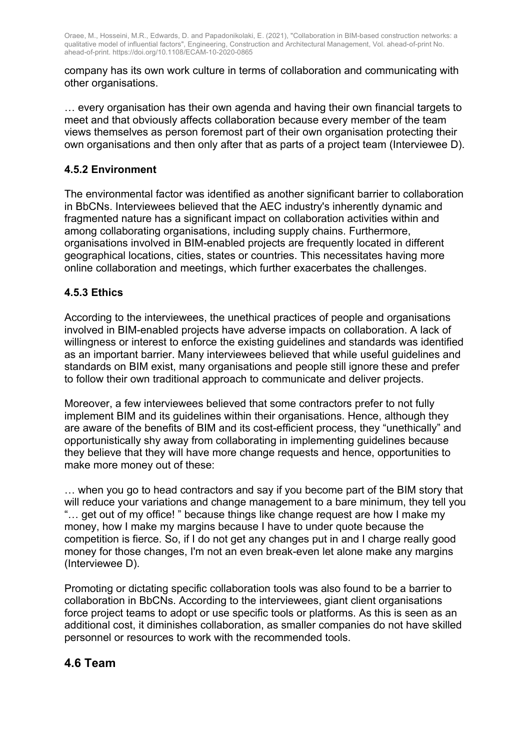company has its own work culture in terms of collaboration and communicating with other organisations.

… every organisation has their own agenda and having their own financial targets to meet and that obviously affects collaboration because every member of the team views themselves as person foremost part of their own organisation protecting their own organisations and then only after that as parts of a project team (Interviewee D).

### 4.5.2 Environment

The environmental factor was identified as another significant barrier to collaboration in BbCNs. Interviewees believed that the AEC industry's inherently dynamic and fragmented nature has a significant impact on collaboration activities within and among collaborating organisations, including supply chains. Furthermore, organisations involved in BIM-enabled projects are frequently located in different geographical locations, cities, states or countries. This necessitates having more online collaboration and meetings, which further exacerbates the challenges.

### 4.5.3 Ethics

According to the interviewees, the unethical practices of people and organisations involved in BIM-enabled projects have adverse impacts on collaboration. A lack of willingness or interest to enforce the existing guidelines and standards was identified as an important barrier. Many interviewees believed that while useful guidelines and standards on BIM exist, many organisations and people still ignore these and prefer to follow their own traditional approach to communicate and deliver projects.

Moreover, a few interviewees believed that some contractors prefer to not fully implement BIM and its guidelines within their organisations. Hence, although they are aware of the benefits of BIM and its cost-efficient process, they "unethically" and opportunistically shy away from collaborating in implementing guidelines because they believe that they will have more change requests and hence, opportunities to make more money out of these:

… when you go to head contractors and say if you become part of the BIM story that will reduce your variations and change management to a bare minimum, they tell you "… get out of my office! " because things like change request are how I make my money, how I make my margins because I have to under quote because the competition is fierce. So, if I do not get any changes put in and I charge really good money for those changes, I'm not an even break-even let alone make any margins (Interviewee D).

Promoting or dictating specific collaboration tools was also found to be a barrier to collaboration in BbCNs. According to the interviewees, giant client organisations force project teams to adopt or use specific tools or platforms. As this is seen as an additional cost, it diminishes collaboration, as smaller companies do not have skilled personnel or resources to work with the recommended tools.

## 4.6 Team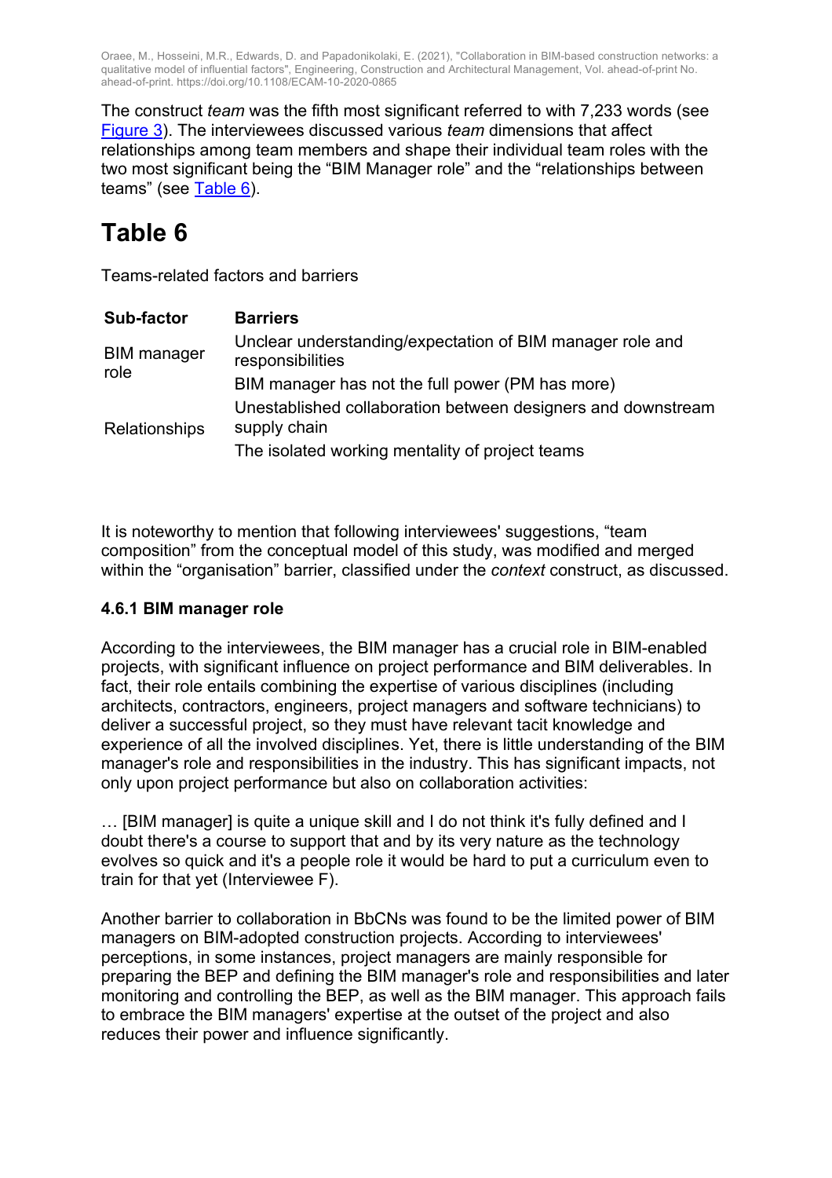The construct *team* was the fifth most significant referred to with 7,233 words (see Figure 3). The interviewees discussed various *team* dimensions that affect relationships among team members and shape their individual team roles with the two most significant being the “BIM Manager role” and the “relationships between teams” (see Table 6).

# Table 6

Teams-related factors and barriers

| Sub-factor | Barriers |
|---|---|
| BIM manager role | Unclear understanding/expectation of BIM manager role and responsibilities |
| | BIM manager has not the full power (PM has more) |
| Relationships | Unestablished collaboration between designers and downstream supply chain |
| | The isolated working mentality of project teams |

It is noteworthy to mention that following interviewees' suggestions, “team composition” from the conceptual model of this study, was modified and merged within the “organisation” barrier, classified under the *context* construct, as discussed.

### 4.6.1 BIM manager role

According to the interviewees, the BIM manager has a crucial role in BIM-enabled projects, with significant influence on project performance and BIM deliverables. In fact, their role entails combining the expertise of various disciplines (including architects, contractors, engineers, project managers and software technicians) to deliver a successful project, so they must have relevant tacit knowledge and experience of all the involved disciplines. Yet, there is little understanding of the BIM manager's role and responsibilities in the industry. This has significant impacts, not only upon project performance but also on collaboration activities:

… [BIM manager] is quite a unique skill and I do not think it's fully defined and I doubt there's a course to support that and by its very nature as the technology evolves so quick and it's a people role it would be hard to put a curriculum even to train for that yet (Interviewee F).

Another barrier to collaboration in BbCNs was found to be the limited power of BIM managers on BIM-adopted construction projects. According to interviewees' perceptions, in some instances, project managers are mainly responsible for preparing the BEP and defining the BIM manager's role and responsibilities and later monitoring and controlling the BEP, as well as the BIM manager. This approach fails to embrace the BIM managers' expertise at the outset of the project and also reduces their power and influence significantly.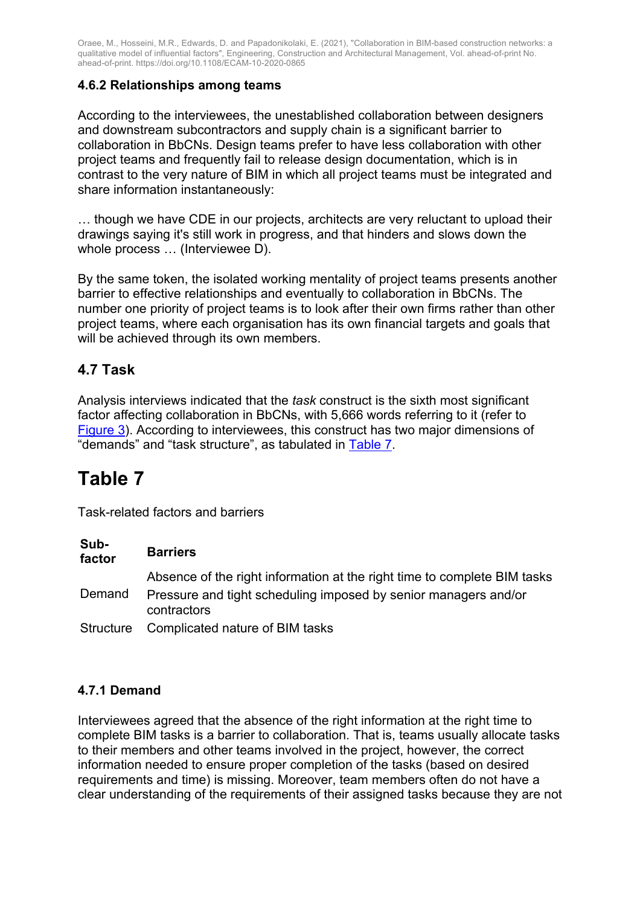### 4.6.2 Relationships among teams

According to the interviewees, the unestablished collaboration between designers and downstream subcontractors and supply chain is a significant barrier to collaboration in BbCNs. Design teams prefer to have less collaboration with other project teams and frequently fail to release design documentation, which is in contrast to the very nature of BIM in which all project teams must be integrated and share information instantaneously:

… though we have CDE in our projects, architects are very reluctant to upload their drawings saying it's still work in progress, and that hinders and slows down the whole process … (Interviewee D).

By the same token, the isolated working mentality of project teams presents another barrier to effective relationships and eventually to collaboration in BbCNs. The number one priority of project teams is to look after their own firms rather than other project teams, where each organisation has its own financial targets and goals that will be achieved through its own members.

## 4.7 Task

Analysis interviews indicated that the *task* construct is the sixth most significant factor affecting collaboration in BbCNs, with 5,666 words referring to it (refer to Figure 3). According to interviewees, this construct has two major dimensions of "demands" and "task structure", as tabulated in Table 7.

# Table 7

Task-related factors and barriers

| Sub-factor | Barriers |
|---|---|
| Demand | Absence of the right information at the right time to complete BIM tasks |
| | Pressure and tight scheduling imposed by senior managers and/or contractors |
| Structure | Complicated nature of BIM tasks |

### 4.7.1 Demand

Interviewees agreed that the absence of the right information at the right time to complete BIM tasks is a barrier to collaboration. That is, teams usually allocate tasks to their members and other teams involved in the project, however, the correct information needed to ensure proper completion of the tasks (based on desired requirements and time) is missing. Moreover, team members often do not have a clear understanding of the requirements of their assigned tasks because they are not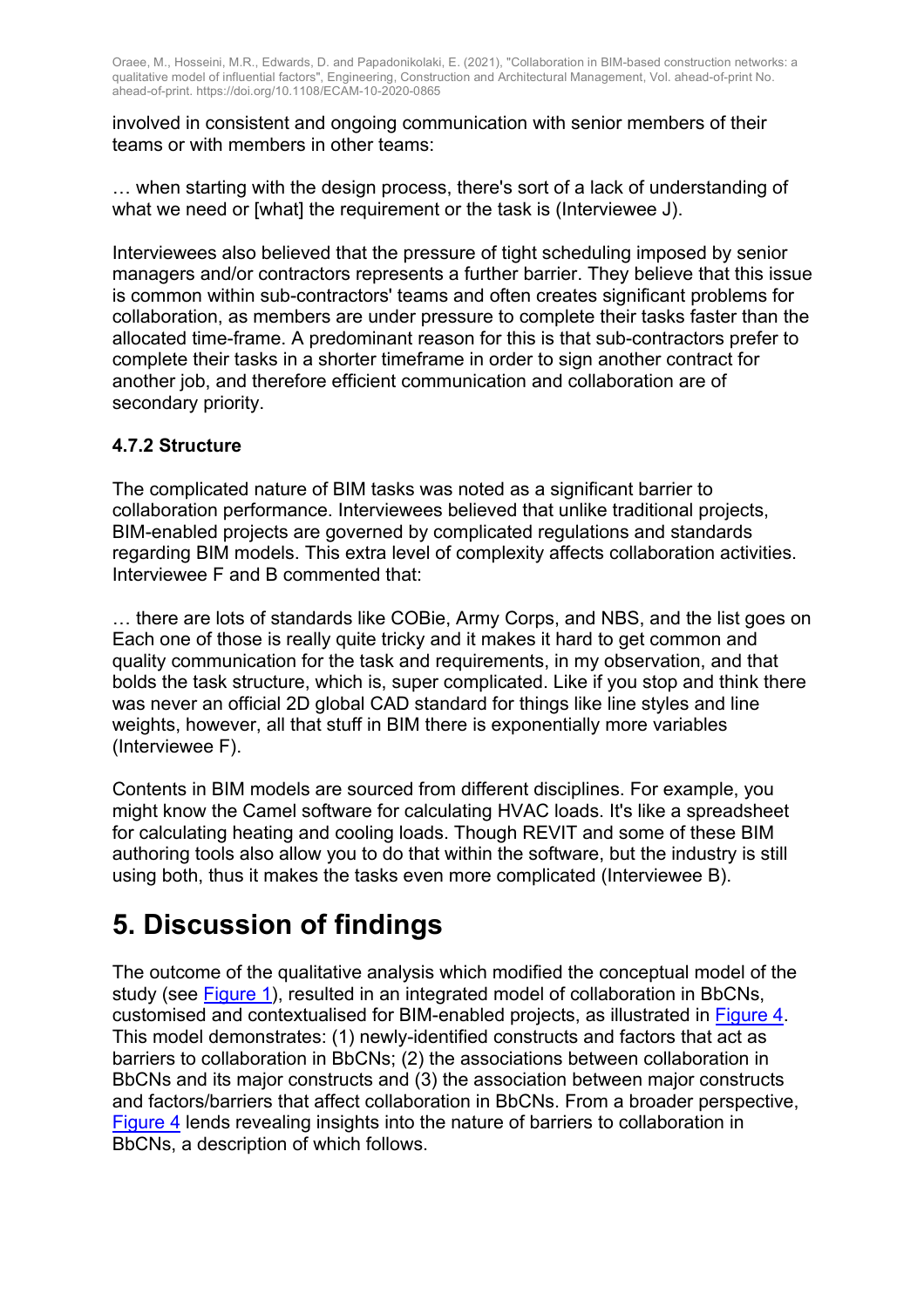involved in consistent and ongoing communication with senior members of their teams or with members in other teams:

… when starting with the design process, there's sort of a lack of understanding of what we need or [what] the requirement or the task is (Interviewee J).

Interviewees also believed that the pressure of tight scheduling imposed by senior managers and/or contractors represents a further barrier. They believe that this issue is common within sub-contractors' teams and often creates significant problems for collaboration, as members are under pressure to complete their tasks faster than the allocated time-frame. A predominant reason for this is that sub-contractors prefer to complete their tasks in a shorter timeframe in order to sign another contract for another job, and therefore efficient communication and collaboration are of secondary priority.

### 4.7.2 Structure

The complicated nature of BIM tasks was noted as a significant barrier to collaboration performance. Interviewees believed that unlike traditional projects, BIM-enabled projects are governed by complicated regulations and standards regarding BIM models. This extra level of complexity affects collaboration activities. Interviewee F and B commented that:

… there are lots of standards like COBie, Army Corps, and NBS, and the list goes on Each one of those is really quite tricky and it makes it hard to get common and quality communication for the task and requirements, in my observation, and that bolds the task structure, which is, super complicated. Like if you stop and think there was never an official 2D global CAD standard for things like line styles and line weights, however, all that stuff in BIM there is exponentially more variables (Interviewee F).

Contents in BIM models are sourced from different disciplines. For example, you might know the Camel software for calculating HVAC loads. It's like a spreadsheet for calculating heating and cooling loads. Though REVIT and some of these BIM authoring tools also allow you to do that within the software, but the industry is still using both, thus it makes the tasks even more complicated (Interviewee B).

# 5. Discussion of findings

The outcome of the qualitative analysis which modified the conceptual model of the study (see Figure 1), resulted in an integrated model of collaboration in BbCNs, customised and contextualised for BIM-enabled projects, as illustrated in Figure 4. This model demonstrates: (1) newly-identified constructs and factors that act as barriers to collaboration in BbCNs; (2) the associations between collaboration in BbCNs and its major constructs and (3) the association between major constructs and factors/barriers that affect collaboration in BbCNs. From a broader perspective, Figure 4 lends revealing insights into the nature of barriers to collaboration in BbCNs, a description of which follows.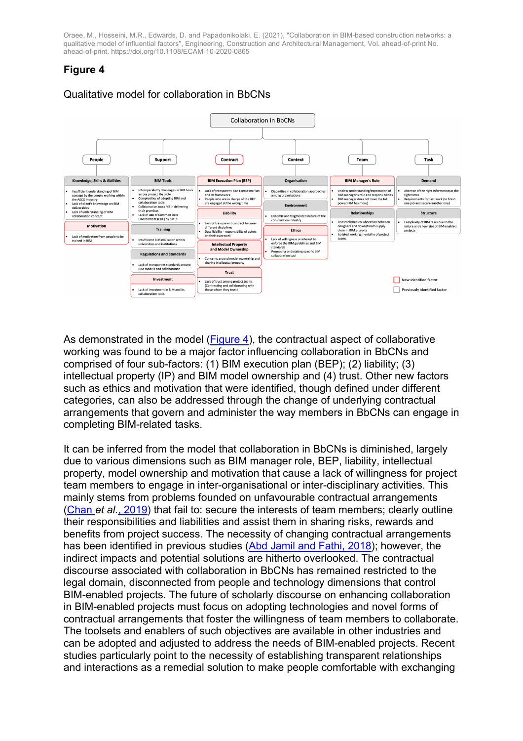Oraee, M., Hosseini, M.R., Edwards, D. and Papadonikolaki, E. (2021), "Collaboration in BIM-based construction networks: a qualitative model of influential factors", Engineering, Construction and Architectural Management, Vol. ahead-of-print No. ahead-of-print. https://doi.org/10.1108/ECAM-10-2020-0865

## Figure 4

Qualitative model for collaboration in BbCNs

Collaboration in BbCNs

**People**

Knowledge, Skills & Abilities
- Insufficient understanding of BIM concept by the people working within the AECO industry
- Lack of client's knowledge on BIM deliverables
- Lack of understanding of BIM collaboration concept

Motivation
- Lack of motivation from people to be trained in BIM

**Support**

BIM Tools
- Interoperability challenges in BIM tools across project life cycle
- Complexities of adopting BIM and collaboration tools
- Collaboration tools fail in delivering their promises
- Lack of use of Common Data Environment (CDE) by SMEs

Training
- Insufficient BIM education within universities and institutions

Regulations and Standards
- Lack of transparent standards around BIM models and collaboration

Investment
- Lack of investment in BIM and its collaboration tools

**Contract**

BIM Execution Plan (BEP)
- Lack of transparent BIM Execution Plan and its framework
- People who are in charge of the BEP are engaged at the wrong time

Liability
- Lack of transparent contract between different disciplines
- Data liability - responsibility of actors on their own work

Intellectual Property and Model Ownership
- Concerns around model ownership and sharing intellectual property

Trust
- Lack of trust among project teams (Contracting and collaborating with those whom they trust)

**Context**

Organisation
- Disparities in collaboration approaches among organisations

Environment
- Dynamic and fragmented nature of the construction industry

Ethics
- Lack of willingness or interest to enforce the BIM guidelines and BIM standards
- Promoting or dictating specific BIM collaboration tool

**Team**

BIM Manager's Role
- Unclear understanding/expectation of BIM manager's role and responsibilities
- BIM manager does not have the full power (PM has more)

Relationships
- Unestablished collaboration between designers and downstream supply chain in BIM projects
- Isolated working mentality of project teams

**Task**

Demand
- Absence of the right information at the right times
- Requirements for fast work (to finish one job and secure another one)

Structure
- Complexity of BIM tasks due to the nature and sheer size of BIM-enabled projects

New identified factor

Previously identified factor

As demonstrated in the model (Figure 4), the contractual aspect of collaborative working was found to be a major factor influencing collaboration in BbCNs and comprised of four sub-factors: (1) BIM execution plan (BEP); (2) liability; (3) intellectual property (IP) and BIM model ownership and (4) trust. Other new factors such as ethics and motivation that were identified, though defined under different categories, can also be addressed through the change of underlying contractual arrangements that govern and administer the way members in BbCNs can engage in completing BIM-related tasks.

It can be inferred from the model that collaboration in BbCNs is diminished, largely due to various dimensions such as BIM manager role, BEP, liability, intellectual property, model ownership and motivation that cause a lack of willingness for project team members to engage in inter-organisational or inter-disciplinary activities. This mainly stems from problems founded on unfavourable contractual arrangements (Chan *et al.*, 2019) that fail to: secure the interests of team members; clearly outline their responsibilities and liabilities and assist them in sharing risks, rewards and benefits from project success. The necessity of changing contractual arrangements has been identified in previous studies (Abd Jamil and Fathi, 2018); however, the indirect impacts and potential solutions are hitherto overlooked. The contractual discourse associated with collaboration in BbCNs has remained restricted to the legal domain, disconnected from people and technology dimensions that control BIM-enabled projects. The future of scholarly discourse on enhancing collaboration in BIM-enabled projects must focus on adopting technologies and novel forms of contractual arrangements that foster the willingness of team members to collaborate. The toolsets and enablers of such objectives are available in other industries and can be adopted and adjusted to address the needs of BIM-enabled projects. Recent studies particularly point to the necessity of establishing transparent relationships and interactions as a remedial solution to make people comfortable with exchanging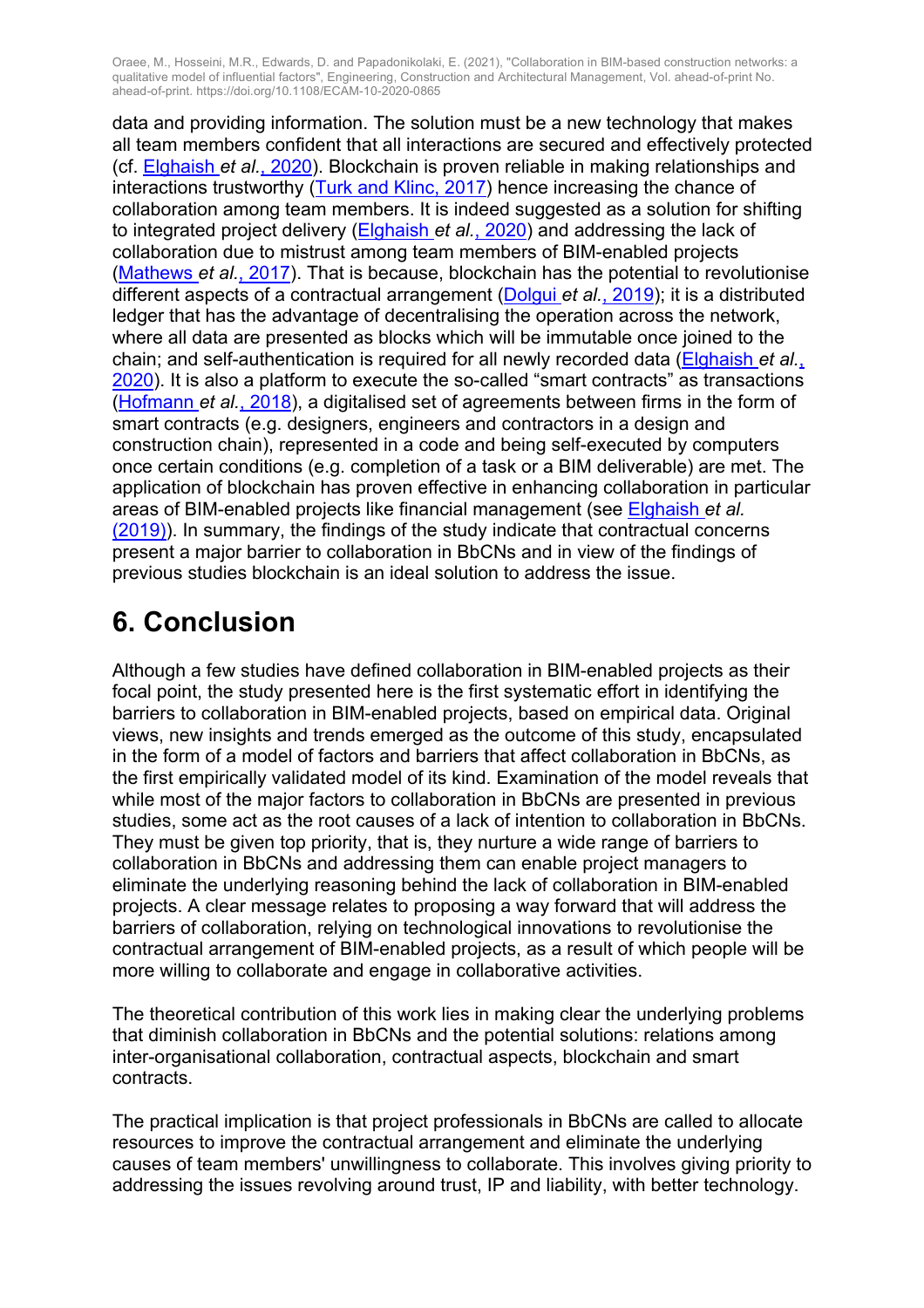data and providing information. The solution must be a new technology that makes all team members confident that all interactions are secured and effectively protected (cf. Elghaish *et al.*, 2020). Blockchain is proven reliable in making relationships and interactions trustworthy (Turk and Klinc, 2017) hence increasing the chance of collaboration among team members. It is indeed suggested as a solution for shifting to integrated project delivery (Elghaish *et al.*, 2020) and addressing the lack of collaboration due to mistrust among team members of BIM-enabled projects (Mathews *et al.*, 2017). That is because, blockchain has the potential to revolutionise different aspects of a contractual arrangement (Dolgui *et al.*, 2019); it is a distributed ledger that has the advantage of decentralising the operation across the network, where all data are presented as blocks which will be immutable once joined to the chain; and self-authentication is required for all newly recorded data (Elghaish *et al.*, 2020). It is also a platform to execute the so-called "smart contracts" as transactions (Hofmann *et al.*, 2018), a digitalised set of agreements between firms in the form of smart contracts (e.g. designers, engineers and contractors in a design and construction chain), represented in a code and being self-executed by computers once certain conditions (e.g. completion of a task or a BIM deliverable) are met. The application of blockchain has proven effective in enhancing collaboration in particular areas of BIM-enabled projects like financial management (see Elghaish *et al.* (2019)). In summary, the findings of the study indicate that contractual concerns present a major barrier to collaboration in BbCNs and in view of the findings of previous studies blockchain is an ideal solution to address the issue.

# 6. Conclusion

Although a few studies have defined collaboration in BIM-enabled projects as their focal point, the study presented here is the first systematic effort in identifying the barriers to collaboration in BIM-enabled projects, based on empirical data. Original views, new insights and trends emerged as the outcome of this study, encapsulated in the form of a model of factors and barriers that affect collaboration in BbCNs, as the first empirically validated model of its kind. Examination of the model reveals that while most of the major factors to collaboration in BbCNs are presented in previous studies, some act as the root causes of a lack of intention to collaboration in BbCNs. They must be given top priority, that is, they nurture a wide range of barriers to collaboration in BbCNs and addressing them can enable project managers to eliminate the underlying reasoning behind the lack of collaboration in BIM-enabled projects. A clear message relates to proposing a way forward that will address the barriers of collaboration, relying on technological innovations to revolutionise the contractual arrangement of BIM-enabled projects, as a result of which people will be more willing to collaborate and engage in collaborative activities.

The theoretical contribution of this work lies in making clear the underlying problems that diminish collaboration in BbCNs and the potential solutions: relations among inter-organisational collaboration, contractual aspects, blockchain and smart contracts.

The practical implication is that project professionals in BbCNs are called to allocate resources to improve the contractual arrangement and eliminate the underlying causes of team members' unwillingness to collaborate. This involves giving priority to addressing the issues revolving around trust, IP and liability, with better technology.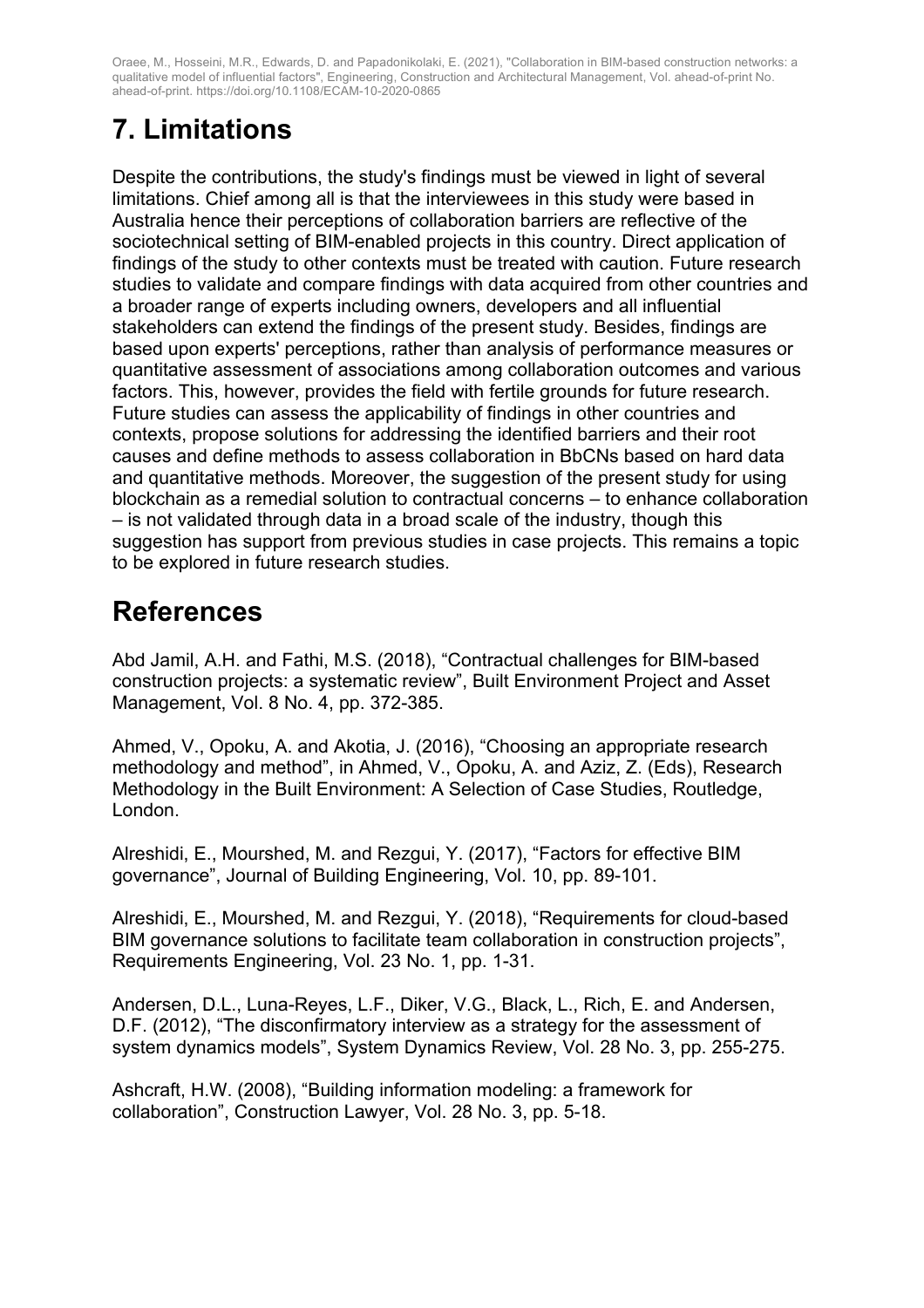# 7. Limitations

Despite the contributions, the study's findings must be viewed in light of several limitations. Chief among all is that the interviewees in this study were based in Australia hence their perceptions of collaboration barriers are reflective of the sociotechnical setting of BIM-enabled projects in this country. Direct application of findings of the study to other contexts must be treated with caution. Future research studies to validate and compare findings with data acquired from other countries and a broader range of experts including owners, developers and all influential stakeholders can extend the findings of the present study. Besides, findings are based upon experts' perceptions, rather than analysis of performance measures or quantitative assessment of associations among collaboration outcomes and various factors. This, however, provides the field with fertile grounds for future research. Future studies can assess the applicability of findings in other countries and contexts, propose solutions for addressing the identified barriers and their root causes and define methods to assess collaboration in BbCNs based on hard data and quantitative methods. Moreover, the suggestion of the present study for using blockchain as a remedial solution to contractual concerns – to enhance collaboration – is not validated through data in a broad scale of the industry, though this suggestion has support from previous studies in case projects. This remains a topic to be explored in future research studies.

# References

Abd Jamil, A.H. and Fathi, M.S. (2018), "Contractual challenges for BIM-based construction projects: a systematic review", Built Environment Project and Asset Management, Vol. 8 No. 4, pp. 372-385.

Ahmed, V., Opoku, A. and Akotia, J. (2016), "Choosing an appropriate research methodology and method", in Ahmed, V., Opoku, A. and Aziz, Z. (Eds), Research Methodology in the Built Environment: A Selection of Case Studies, Routledge, London.

Alreshidi, E., Mourshed, M. and Rezgui, Y. (2017), "Factors for effective BIM governance", Journal of Building Engineering, Vol. 10, pp. 89-101.

Alreshidi, E., Mourshed, M. and Rezgui, Y. (2018), "Requirements for cloud-based BIM governance solutions to facilitate team collaboration in construction projects", Requirements Engineering, Vol. 23 No. 1, pp. 1-31.

Andersen, D.L., Luna-Reyes, L.F., Diker, V.G., Black, L., Rich, E. and Andersen, D.F. (2012), "The disconfirmatory interview as a strategy for the assessment of system dynamics models", System Dynamics Review, Vol. 28 No. 3, pp. 255-275.

Ashcraft, H.W. (2008), "Building information modeling: a framework for collaboration", Construction Lawyer, Vol. 28 No. 3, pp. 5-18.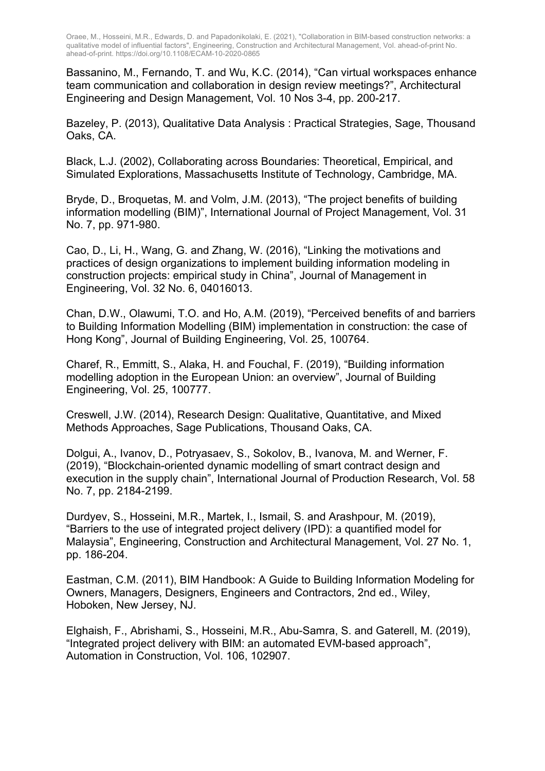Bassanino, M., Fernando, T. and Wu, K.C. (2014), “Can virtual workspaces enhance team communication and collaboration in design review meetings?”, Architectural Engineering and Design Management, Vol. 10 Nos 3-4, pp. 200-217.

Bazeley, P. (2013), Qualitative Data Analysis : Practical Strategies, Sage, Thousand Oaks, CA.

Black, L.J. (2002), Collaborating across Boundaries: Theoretical, Empirical, and Simulated Explorations, Massachusetts Institute of Technology, Cambridge, MA.

Bryde, D., Broquetas, M. and Volm, J.M. (2013), “The project benefits of building information modelling (BIM)”, International Journal of Project Management, Vol. 31 No. 7, pp. 971-980.

Cao, D., Li, H., Wang, G. and Zhang, W. (2016), “Linking the motivations and practices of design organizations to implement building information modeling in construction projects: empirical study in China”, Journal of Management in Engineering, Vol. 32 No. 6, 04016013.

Chan, D.W., Olawumi, T.O. and Ho, A.M. (2019), “Perceived benefits of and barriers to Building Information Modelling (BIM) implementation in construction: the case of Hong Kong”, Journal of Building Engineering, Vol. 25, 100764.

Charef, R., Emmitt, S., Alaka, H. and Fouchal, F. (2019), “Building information modelling adoption in the European Union: an overview”, Journal of Building Engineering, Vol. 25, 100777.

Creswell, J.W. (2014), Research Design: Qualitative, Quantitative, and Mixed Methods Approaches, Sage Publications, Thousand Oaks, CA.

Dolgui, A., Ivanov, D., Potryasaev, S., Sokolov, B., Ivanova, M. and Werner, F. (2019), “Blockchain-oriented dynamic modelling of smart contract design and execution in the supply chain”, International Journal of Production Research, Vol. 58 No. 7, pp. 2184-2199.

Durdyev, S., Hosseini, M.R., Martek, I., Ismail, S. and Arashpour, M. (2019), “Barriers to the use of integrated project delivery (IPD): a quantified model for Malaysia”, Engineering, Construction and Architectural Management, Vol. 27 No. 1, pp. 186-204.

Eastman, C.M. (2011), BIM Handbook: A Guide to Building Information Modeling for Owners, Managers, Designers, Engineers and Contractors, 2nd ed., Wiley, Hoboken, New Jersey, NJ.

Elghaish, F., Abrishami, S., Hosseini, M.R., Abu-Samra, S. and Gaterell, M. (2019), “Integrated project delivery with BIM: an automated EVM-based approach”, Automation in Construction, Vol. 106, 102907.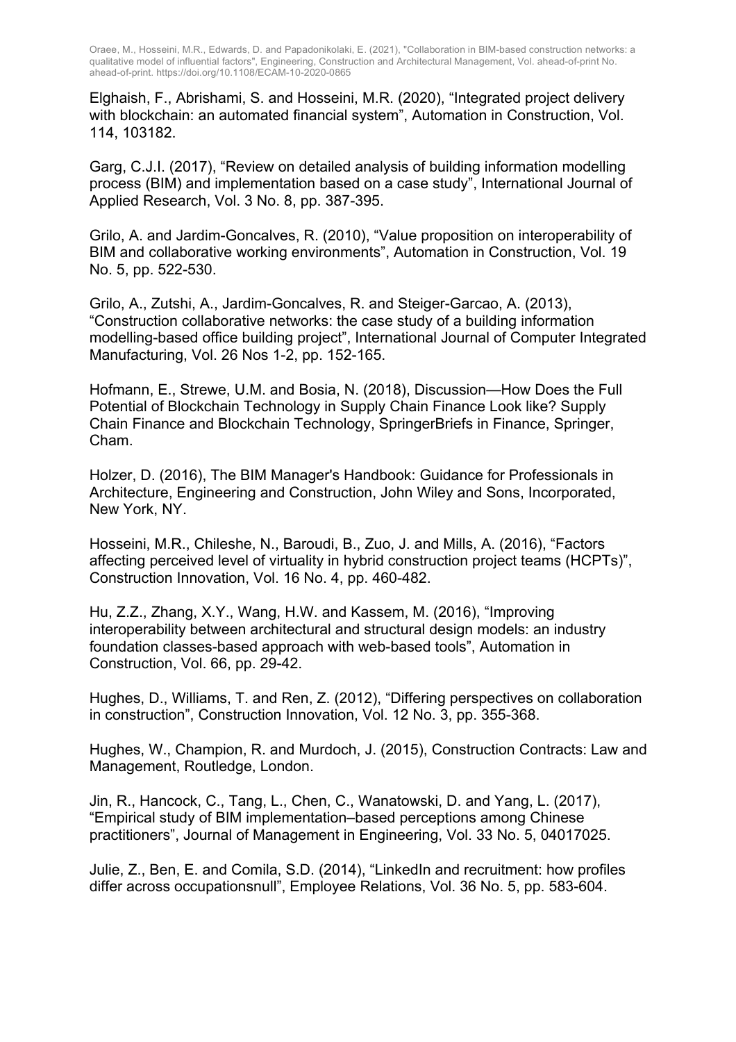Elghaish, F., Abrishami, S. and Hosseini, M.R. (2020), “Integrated project delivery with blockchain: an automated financial system”, Automation in Construction, Vol. 114, 103182.

Garg, C.J.I. (2017), “Review on detailed analysis of building information modelling process (BIM) and implementation based on a case study”, International Journal of Applied Research, Vol. 3 No. 8, pp. 387-395.

Grilo, A. and Jardim-Goncalves, R. (2010), “Value proposition on interoperability of BIM and collaborative working environments”, Automation in Construction, Vol. 19 No. 5, pp. 522-530.

Grilo, A., Zutshi, A., Jardim-Goncalves, R. and Steiger-Garcao, A. (2013), “Construction collaborative networks: the case study of a building information modelling-based office building project”, International Journal of Computer Integrated Manufacturing, Vol. 26 Nos 1-2, pp. 152-165.

Hofmann, E., Strewe, U.M. and Bosia, N. (2018), Discussion—How Does the Full Potential of Blockchain Technology in Supply Chain Finance Look like? Supply Chain Finance and Blockchain Technology, SpringerBriefs in Finance, Springer, Cham.

Holzer, D. (2016), The BIM Manager's Handbook: Guidance for Professionals in Architecture, Engineering and Construction, John Wiley and Sons, Incorporated, New York, NY.

Hosseini, M.R., Chileshe, N., Baroudi, B., Zuo, J. and Mills, A. (2016), “Factors affecting perceived level of virtuality in hybrid construction project teams (HCPTs)”, Construction Innovation, Vol. 16 No. 4, pp. 460-482.

Hu, Z.Z., Zhang, X.Y., Wang, H.W. and Kassem, M. (2016), “Improving interoperability between architectural and structural design models: an industry foundation classes-based approach with web-based tools”, Automation in Construction, Vol. 66, pp. 29-42.

Hughes, D., Williams, T. and Ren, Z. (2012), “Differing perspectives on collaboration in construction”, Construction Innovation, Vol. 12 No. 3, pp. 355-368.

Hughes, W., Champion, R. and Murdoch, J. (2015), Construction Contracts: Law and Management, Routledge, London.

Jin, R., Hancock, C., Tang, L., Chen, C., Wanatowski, D. and Yang, L. (2017), “Empirical study of BIM implementation–based perceptions among Chinese practitioners”, Journal of Management in Engineering, Vol. 33 No. 5, 04017025.

Julie, Z., Ben, E. and Comila, S.D. (2014), “LinkedIn and recruitment: how profiles differ across occupationsnull”, Employee Relations, Vol. 36 No. 5, pp. 583-604.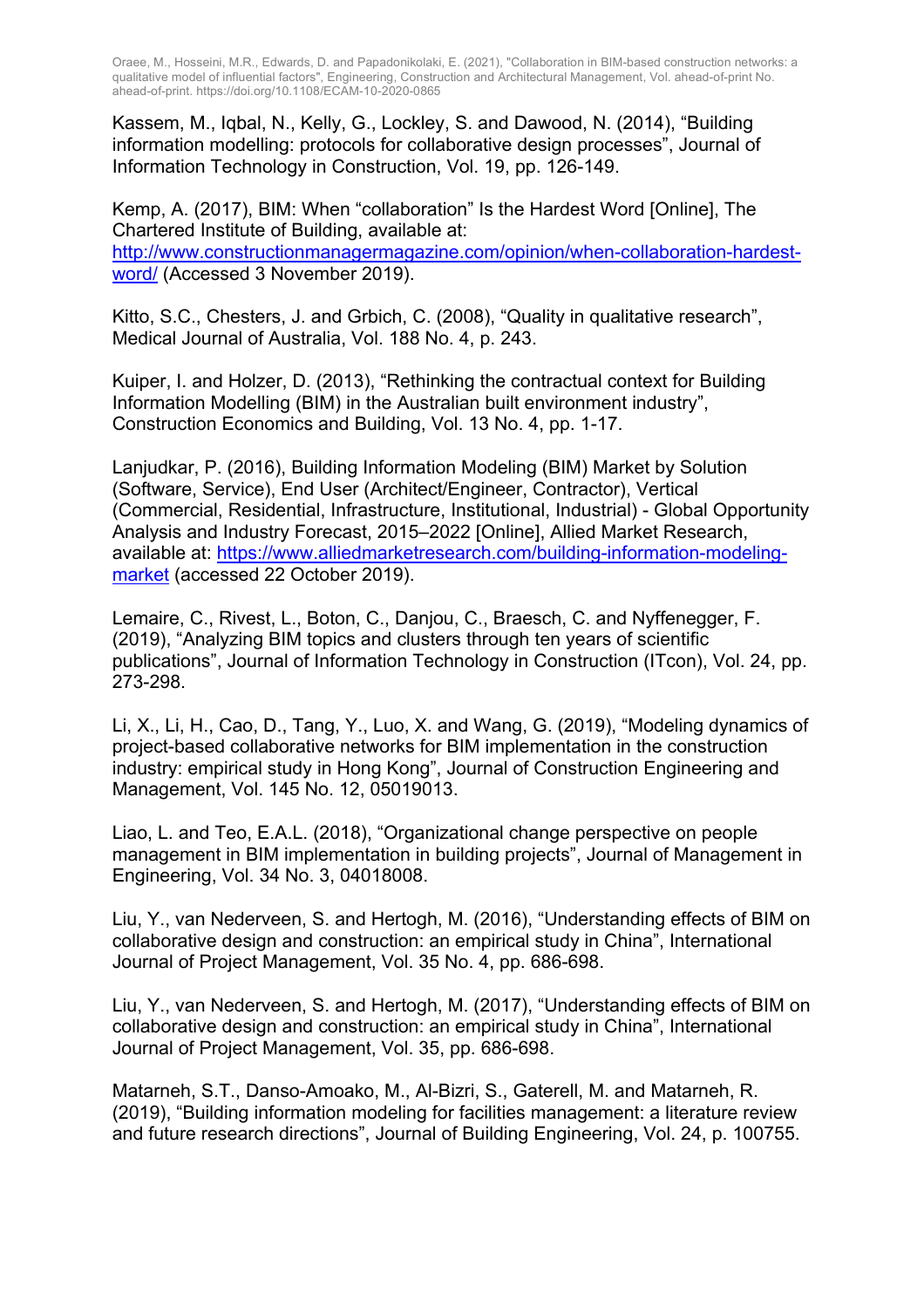Kassem, M., Iqbal, N., Kelly, G., Lockley, S. and Dawood, N. (2014), "Building information modelling: protocols for collaborative design processes", Journal of Information Technology in Construction, Vol. 19, pp. 126-149.

Kemp, A. (2017), BIM: When "collaboration" Is the Hardest Word [Online], The Chartered Institute of Building, available at: http://www.constructionmanagermagazine.com/opinion/when-collaboration-hardest-word/ (Accessed 3 November 2019).

Kitto, S.C., Chesters, J. and Grbich, C. (2008), "Quality in qualitative research", Medical Journal of Australia, Vol. 188 No. 4, p. 243.

Kuiper, I. and Holzer, D. (2013), "Rethinking the contractual context for Building Information Modelling (BIM) in the Australian built environment industry", Construction Economics and Building, Vol. 13 No. 4, pp. 1-17.

Lanjudkar, P. (2016), Building Information Modeling (BIM) Market by Solution (Software, Service), End User (Architect/Engineer, Contractor), Vertical (Commercial, Residential, Infrastructure, Institutional, Industrial) - Global Opportunity Analysis and Industry Forecast, 2015–2022 [Online], Allied Market Research, available at: https://www.alliedmarketresearch.com/building-information-modeling-market (accessed 22 October 2019).

Lemaire, C., Rivest, L., Boton, C., Danjou, C., Braesch, C. and Nyffenegger, F. (2019), "Analyzing BIM topics and clusters through ten years of scientific publications", Journal of Information Technology in Construction (ITcon), Vol. 24, pp. 273-298.

Li, X., Li, H., Cao, D., Tang, Y., Luo, X. and Wang, G. (2019), "Modeling dynamics of project-based collaborative networks for BIM implementation in the construction industry: empirical study in Hong Kong", Journal of Construction Engineering and Management, Vol. 145 No. 12, 05019013.

Liao, L. and Teo, E.A.L. (2018), "Organizational change perspective on people management in BIM implementation in building projects", Journal of Management in Engineering, Vol. 34 No. 3, 04018008.

Liu, Y., van Nederveen, S. and Hertogh, M. (2016), "Understanding effects of BIM on collaborative design and construction: an empirical study in China", International Journal of Project Management, Vol. 35 No. 4, pp. 686-698.

Liu, Y., van Nederveen, S. and Hertogh, M. (2017), "Understanding effects of BIM on collaborative design and construction: an empirical study in China", International Journal of Project Management, Vol. 35, pp. 686-698.

Matarneh, S.T., Danso-Amoako, M., Al-Bizri, S., Gaterell, M. and Matarneh, R. (2019), "Building information modeling for facilities management: a literature review and future research directions", Journal of Building Engineering, Vol. 24, p. 100755.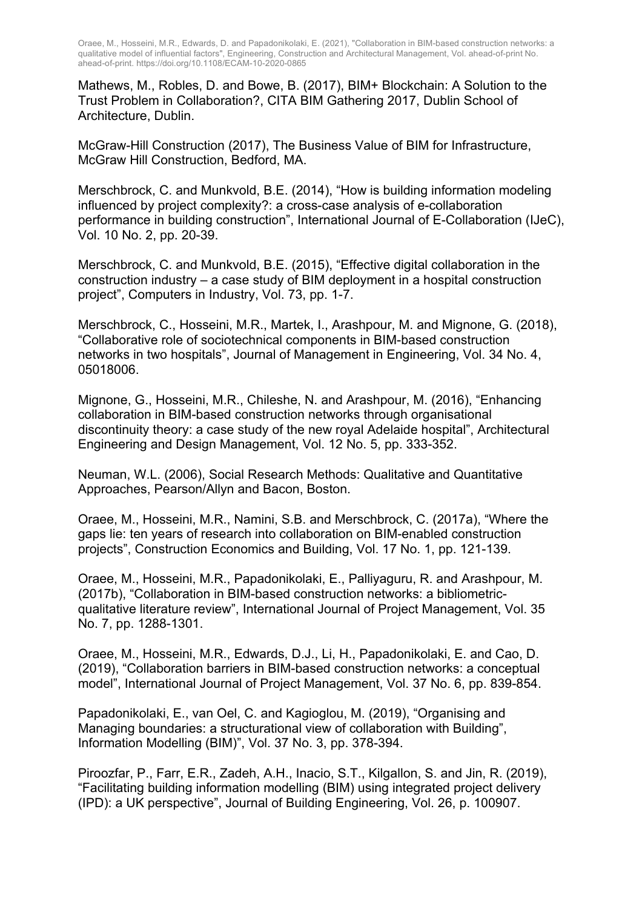Mathews, M., Robles, D. and Bowe, B. (2017), BIM+ Blockchain: A Solution to the Trust Problem in Collaboration?, CITA BIM Gathering 2017, Dublin School of Architecture, Dublin.

McGraw-Hill Construction (2017), The Business Value of BIM for Infrastructure, McGraw Hill Construction, Bedford, MA.

Merschbrock, C. and Munkvold, B.E. (2014), “How is building information modeling influenced by project complexity?: a cross-case analysis of e-collaboration performance in building construction”, International Journal of E-Collaboration (IJeC), Vol. 10 No. 2, pp. 20-39.

Merschbrock, C. and Munkvold, B.E. (2015), “Effective digital collaboration in the construction industry – a case study of BIM deployment in a hospital construction project”, Computers in Industry, Vol. 73, pp. 1-7.

Merschbrock, C., Hosseini, M.R., Martek, I., Arashpour, M. and Mignone, G. (2018), “Collaborative role of sociotechnical components in BIM-based construction networks in two hospitals”, Journal of Management in Engineering, Vol. 34 No. 4, 05018006.

Mignone, G., Hosseini, M.R., Chileshe, N. and Arashpour, M. (2016), “Enhancing collaboration in BIM-based construction networks through organisational discontinuity theory: a case study of the new royal Adelaide hospital”, Architectural Engineering and Design Management, Vol. 12 No. 5, pp. 333-352.

Neuman, W.L. (2006), Social Research Methods: Qualitative and Quantitative Approaches, Pearson/Allyn and Bacon, Boston.

Oraee, M., Hosseini, M.R., Namini, S.B. and Merschbrock, C. (2017a), “Where the gaps lie: ten years of research into collaboration on BIM-enabled construction projects”, Construction Economics and Building, Vol. 17 No. 1, pp. 121-139.

Oraee, M., Hosseini, M.R., Papadonikolaki, E., Palliyaguru, R. and Arashpour, M. (2017b), “Collaboration in BIM-based construction networks: a bibliometric-qualitative literature review”, International Journal of Project Management, Vol. 35 No. 7, pp. 1288-1301.

Oraee, M., Hosseini, M.R., Edwards, D.J., Li, H., Papadonikolaki, E. and Cao, D. (2019), “Collaboration barriers in BIM-based construction networks: a conceptual model”, International Journal of Project Management, Vol. 37 No. 6, pp. 839-854.

Papadonikolaki, E., van Oel, C. and Kagioglou, M. (2019), “Organising and Managing boundaries: a structurational view of collaboration with Building”, Information Modelling (BIM)”, Vol. 37 No. 3, pp. 378-394.

Piroozfar, P., Farr, E.R., Zadeh, A.H., Inacio, S.T., Kilgallon, S. and Jin, R. (2019), “Facilitating building information modelling (BIM) using integrated project delivery (IPD): a UK perspective”, Journal of Building Engineering, Vol. 26, p. 100907.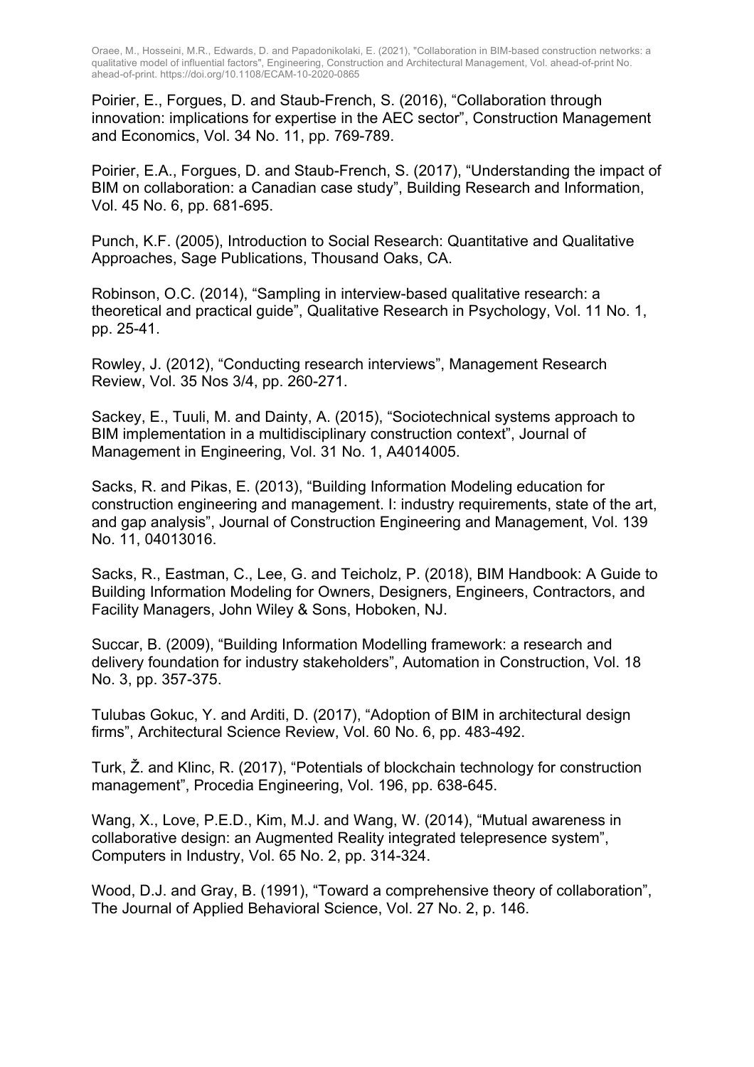Poirier, E., Forgues, D. and Staub-French, S. (2016), “Collaboration through innovation: implications for expertise in the AEC sector”, Construction Management and Economics, Vol. 34 No. 11, pp. 769-789.

Poirier, E.A., Forgues, D. and Staub-French, S. (2017), “Understanding the impact of BIM on collaboration: a Canadian case study”, Building Research and Information, Vol. 45 No. 6, pp. 681-695.

Punch, K.F. (2005), Introduction to Social Research: Quantitative and Qualitative Approaches, Sage Publications, Thousand Oaks, CA.

Robinson, O.C. (2014), “Sampling in interview-based qualitative research: a theoretical and practical guide”, Qualitative Research in Psychology, Vol. 11 No. 1, pp. 25-41.

Rowley, J. (2012), “Conducting research interviews”, Management Research Review, Vol. 35 Nos 3/4, pp. 260-271.

Sackey, E., Tuuli, M. and Dainty, A. (2015), “Sociotechnical systems approach to BIM implementation in a multidisciplinary construction context”, Journal of Management in Engineering, Vol. 31 No. 1, A4014005.

Sacks, R. and Pikas, E. (2013), “Building Information Modeling education for construction engineering and management. I: industry requirements, state of the art, and gap analysis”, Journal of Construction Engineering and Management, Vol. 139 No. 11, 04013016.

Sacks, R., Eastman, C., Lee, G. and Teicholz, P. (2018), BIM Handbook: A Guide to Building Information Modeling for Owners, Designers, Engineers, Contractors, and Facility Managers, John Wiley & Sons, Hoboken, NJ.

Succar, B. (2009), “Building Information Modelling framework: a research and delivery foundation for industry stakeholders”, Automation in Construction, Vol. 18 No. 3, pp. 357-375.

Tulubas Gokuc, Y. and Arditi, D. (2017), “Adoption of BIM in architectural design firms”, Architectural Science Review, Vol. 60 No. 6, pp. 483-492.

Turk, Ž. and Klinc, R. (2017), “Potentials of blockchain technology for construction management”, Procedia Engineering, Vol. 196, pp. 638-645.

Wang, X., Love, P.E.D., Kim, M.J. and Wang, W. (2014), “Mutual awareness in collaborative design: an Augmented Reality integrated telepresence system”, Computers in Industry, Vol. 65 No. 2, pp. 314-324.

Wood, D.J. and Gray, B. (1991), “Toward a comprehensive theory of collaboration”, The Journal of Applied Behavioral Science, Vol. 27 No. 2, p. 146.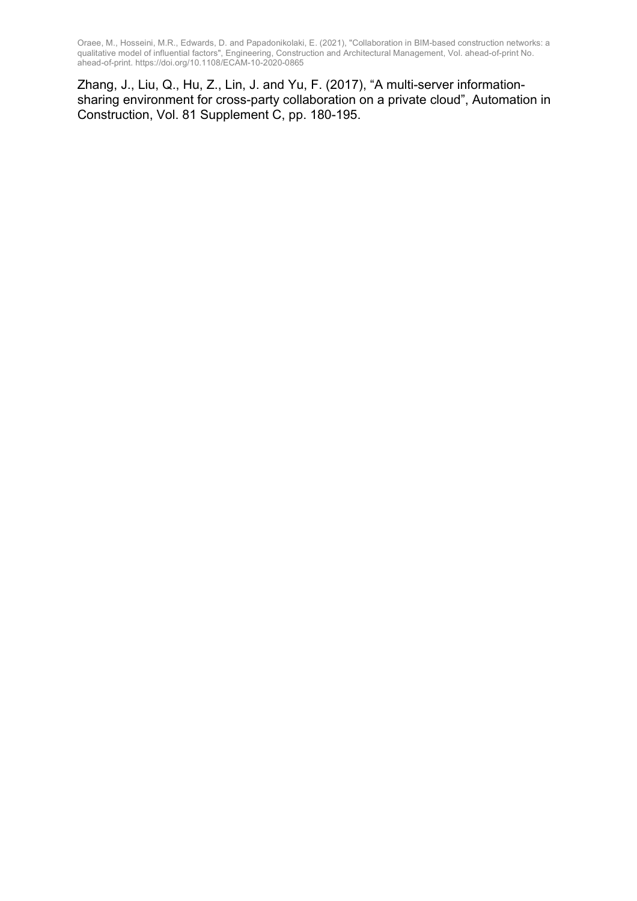Zhang, J., Liu, Q., Hu, Z., Lin, J. and Yu, F. (2017), “A multi-server information-sharing environment for cross-party collaboration on a private cloud”, Automation in Construction, Vol. 81 Supplement C, pp. 180-195.